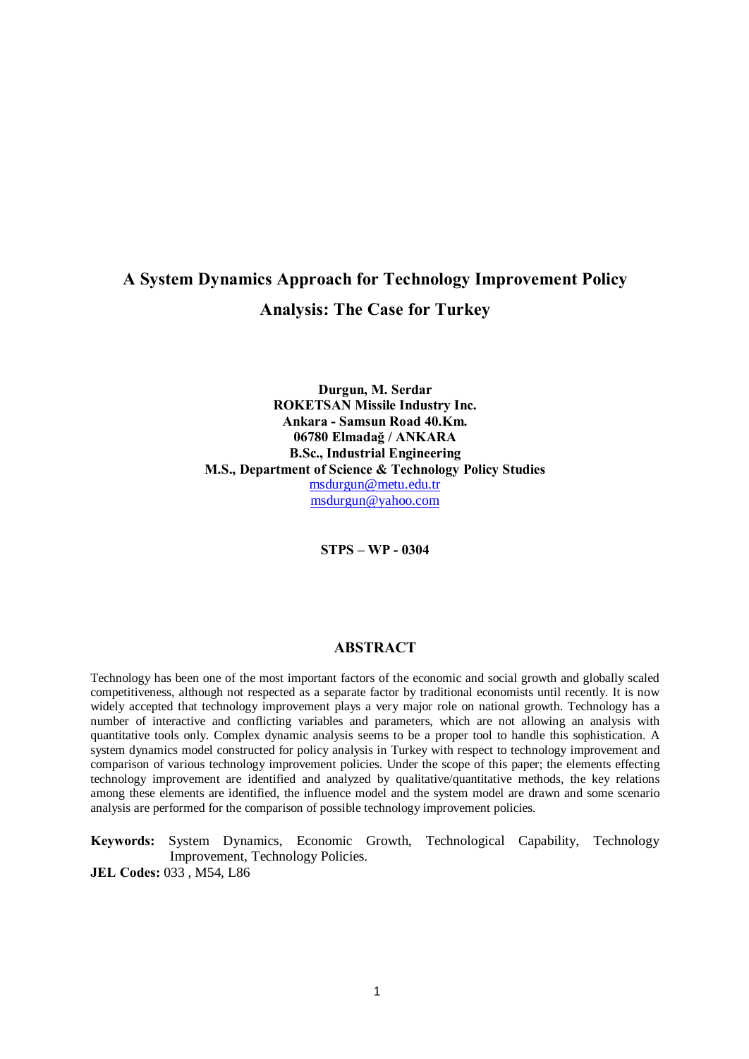# A System Dynamics Approach for Technology Improvement Policy Analysis: The Case for Turkey

**Durgun, M. Serdar**
**ROKETSAN Missile Industry Inc.**
**Ankara - Samsun Road 40.Km.**
**06780 Elmadağ / ANKARA**
**B.Sc., Industrial Engineering**
**M.S., Department of Science & Technology Policy Studies**
msdurgun@metu.edu.tr
msdurgun@yahoo.com

**STPS – WP - 0304**

## ABSTRACT

Technology has been one of the most important factors of the economic and social growth and globally scaled competitiveness, although not respected as a separate factor by traditional economists until recently. It is now widely accepted that technology improvement plays a very major role on national growth. Technology has a number of interactive and conflicting variables and parameters, which are not allowing an analysis with quantitative tools only. Complex dynamic analysis seems to be a proper tool to handle this sophistication. A system dynamics model constructed for policy analysis in Turkey with respect to technology improvement and comparison of various technology improvement policies. Under the scope of this paper; the elements effecting technology improvement are identified and analyzed by qualitative/quantitative methods, the key relations among these elements are identified, the influence model and the system model are drawn and some scenario analysis are performed for the comparison of possible technology improvement policies.

**Keywords:** System Dynamics, Economic Growth, Technological Capability, Technology Improvement, Technology Policies.

**JEL Codes:** 033 , M54, L86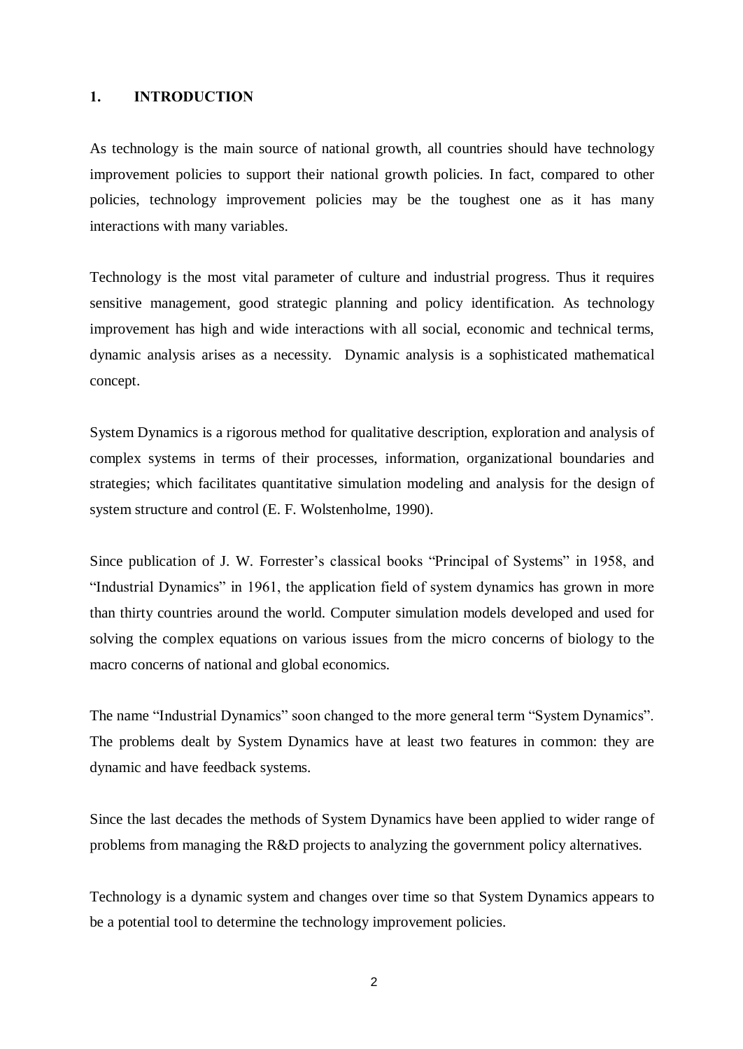# 1. INTRODUCTION

As technology is the main source of national growth, all countries should have technology improvement policies to support their national growth policies. In fact, compared to other policies, technology improvement policies may be the toughest one as it has many interactions with many variables.

Technology is the most vital parameter of culture and industrial progress. Thus it requires sensitive management, good strategic planning and policy identification. As technology improvement has high and wide interactions with all social, economic and technical terms, dynamic analysis arises as a necessity. Dynamic analysis is a sophisticated mathematical concept.

System Dynamics is a rigorous method for qualitative description, exploration and analysis of complex systems in terms of their processes, information, organizational boundaries and strategies; which facilitates quantitative simulation modeling and analysis for the design of system structure and control (E. F. Wolstenholme, 1990).

Since publication of J. W. Forrester's classical books "Principal of Systems" in 1958, and "Industrial Dynamics" in 1961, the application field of system dynamics has grown in more than thirty countries around the world. Computer simulation models developed and used for solving the complex equations on various issues from the micro concerns of biology to the macro concerns of national and global economics.

The name "Industrial Dynamics" soon changed to the more general term "System Dynamics". The problems dealt by System Dynamics have at least two features in common: they are dynamic and have feedback systems.

Since the last decades the methods of System Dynamics have been applied to wider range of problems from managing the R&D projects to analyzing the government policy alternatives.

Technology is a dynamic system and changes over time so that System Dynamics appears to be a potential tool to determine the technology improvement policies.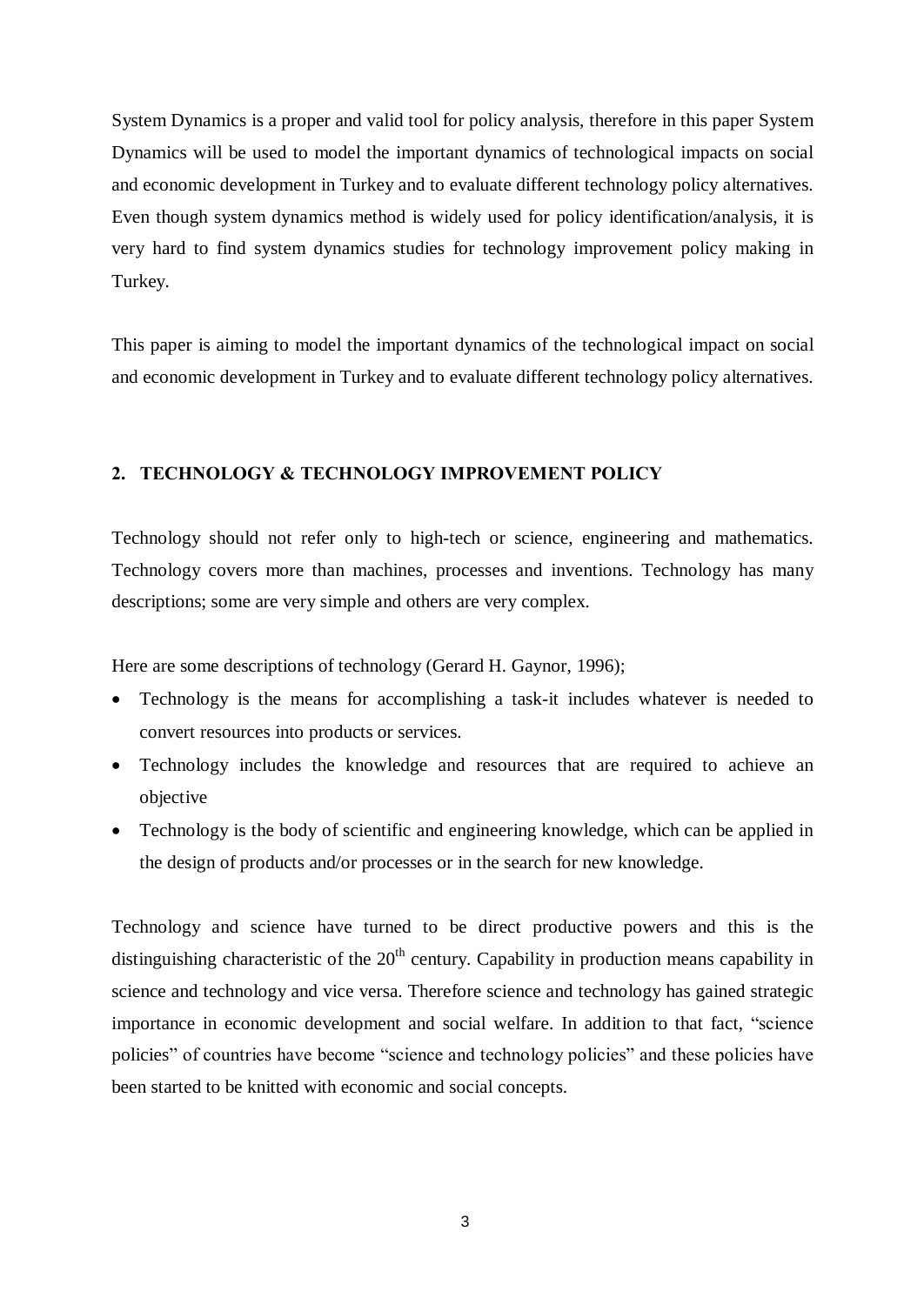System Dynamics is a proper and valid tool for policy analysis, therefore in this paper System Dynamics will be used to model the important dynamics of technological impacts on social and economic development in Turkey and to evaluate different technology policy alternatives. Even though system dynamics method is widely used for policy identification/analysis, it is very hard to find system dynamics studies for technology improvement policy making in Turkey.

This paper is aiming to model the important dynamics of the technological impact on social and economic development in Turkey and to evaluate different technology policy alternatives.

## 2. TECHNOLOGY & TECHNOLOGY IMPROVEMENT POLICY

Technology should not refer only to high-tech or science, engineering and mathematics. Technology covers more than machines, processes and inventions. Technology has many descriptions; some are very simple and others are very complex.

Here are some descriptions of technology (Gerard H. Gaynor, 1996);

- Technology is the means for accomplishing a task-it includes whatever is needed to convert resources into products or services.
- Technology includes the knowledge and resources that are required to achieve an objective
- Technology is the body of scientific and engineering knowledge, which can be applied in the design of products and/or processes or in the search for new knowledge.

Technology and science have turned to be direct productive powers and this is the distinguishing characteristic of the 20th century. Capability in production means capability in science and technology and vice versa. Therefore science and technology has gained strategic importance in economic development and social welfare. In addition to that fact, "science policies" of countries have become "science and technology policies" and these policies have been started to be knitted with economic and social concepts.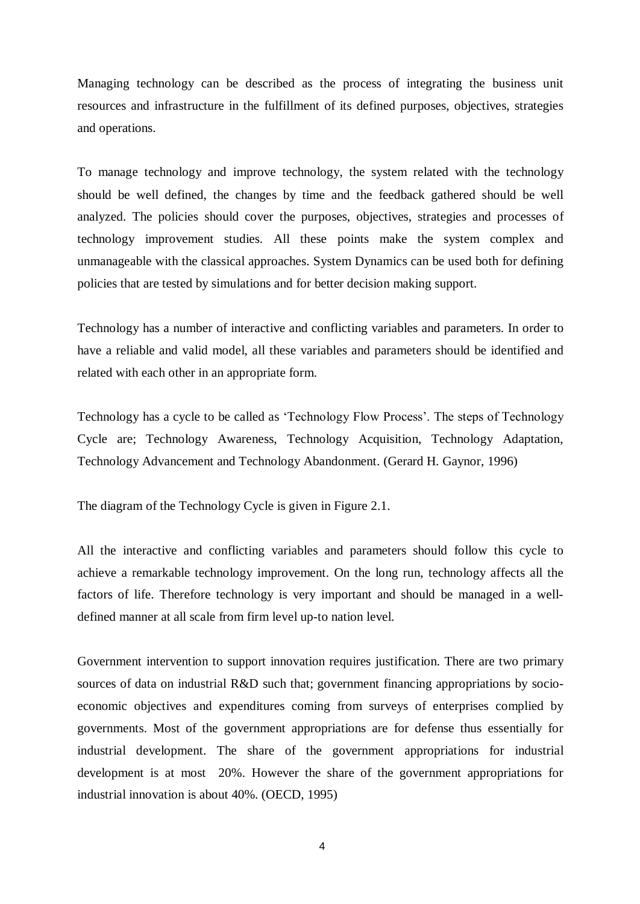Managing technology can be described as the process of integrating the business unit resources and infrastructure in the fulfillment of its defined purposes, objectives, strategies and operations.

To manage technology and improve technology, the system related with the technology should be well defined, the changes by time and the feedback gathered should be well analyzed. The policies should cover the purposes, objectives, strategies and processes of technology improvement studies. All these points make the system complex and unmanageable with the classical approaches. System Dynamics can be used both for defining policies that are tested by simulations and for better decision making support.

Technology has a number of interactive and conflicting variables and parameters. In order to have a reliable and valid model, all these variables and parameters should be identified and related with each other in an appropriate form.

Technology has a cycle to be called as 'Technology Flow Process'. The steps of Technology Cycle are; Technology Awareness, Technology Acquisition, Technology Adaptation, Technology Advancement and Technology Abandonment. (Gerard H. Gaynor, 1996)

The diagram of the Technology Cycle is given in Figure 2.1.

All the interactive and conflicting variables and parameters should follow this cycle to achieve a remarkable technology improvement. On the long run, technology affects all the factors of life. Therefore technology is very important and should be managed in a well-defined manner at all scale from firm level up-to nation level.

Government intervention to support innovation requires justification. There are two primary sources of data on industrial R&D such that; government financing appropriations by socio-economic objectives and expenditures coming from surveys of enterprises complied by governments. Most of the government appropriations are for defense thus essentially for industrial development. The share of the government appropriations for industrial development is at most 20%. However the share of the government appropriations for industrial innovation is about 40%. (OECD, 1995)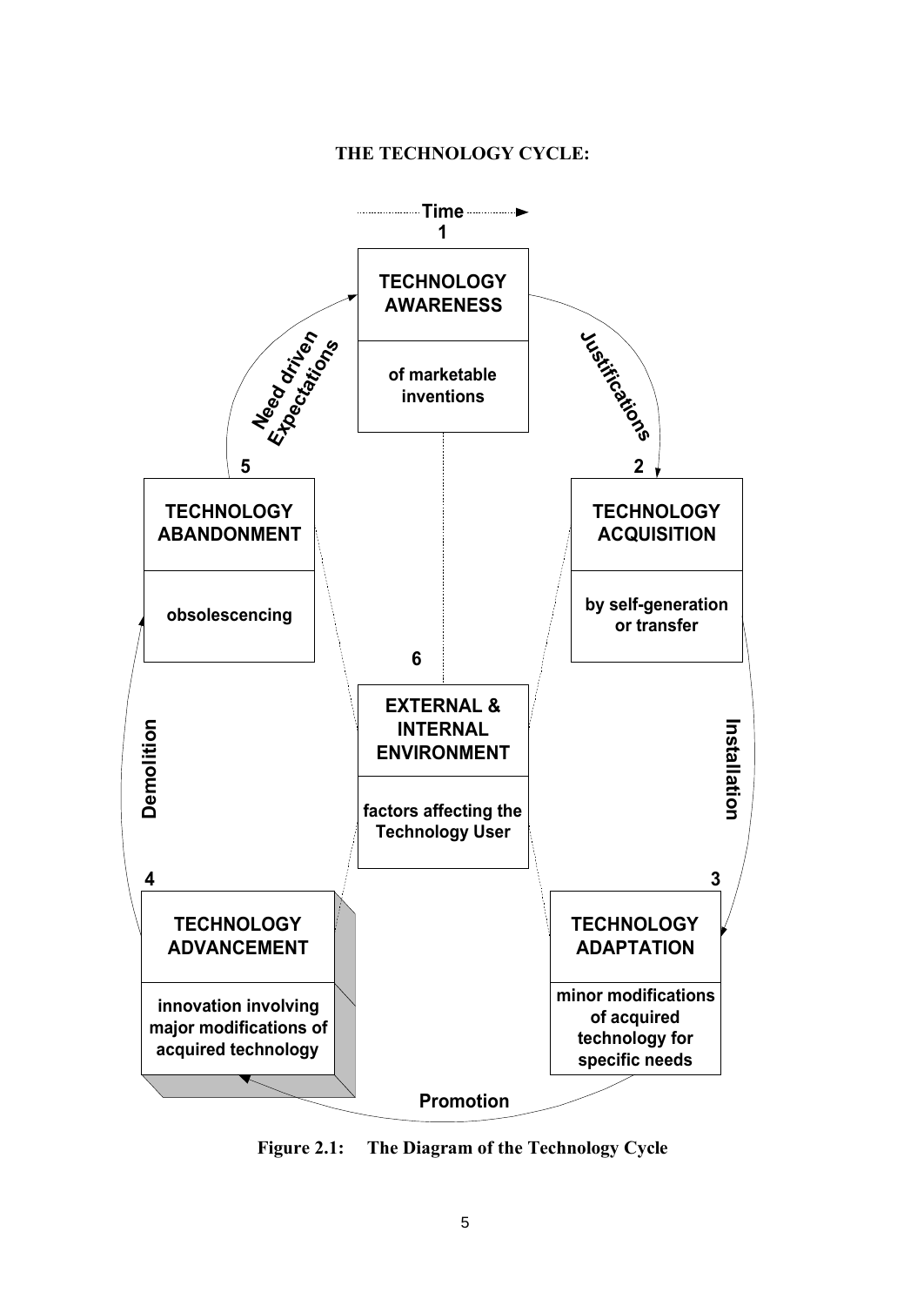**THE TECHNOLOGY CYCLE:**

Time

1

**TECHNOLOGY AWARENESS**

of marketable inventions

Justifications

2

**TECHNOLOGY ACQUISITION**

by self-generation or transfer

Installation

3

**TECHNOLOGY ADAPTATION**

minor modifications of acquired technology for specific needs

Promotion

4

**TECHNOLOGY ADVANCEMENT**

innovation involving major modifications of acquired technology

Demolition

5

**TECHNOLOGY ABANDONMENT**

obsolescencing

Need driven Expectations

6

**EXTERNAL & INTERNAL ENVIRONMENT**

factors affecting the Technology User

**Figure 2.1: The Diagram of the Technology Cycle**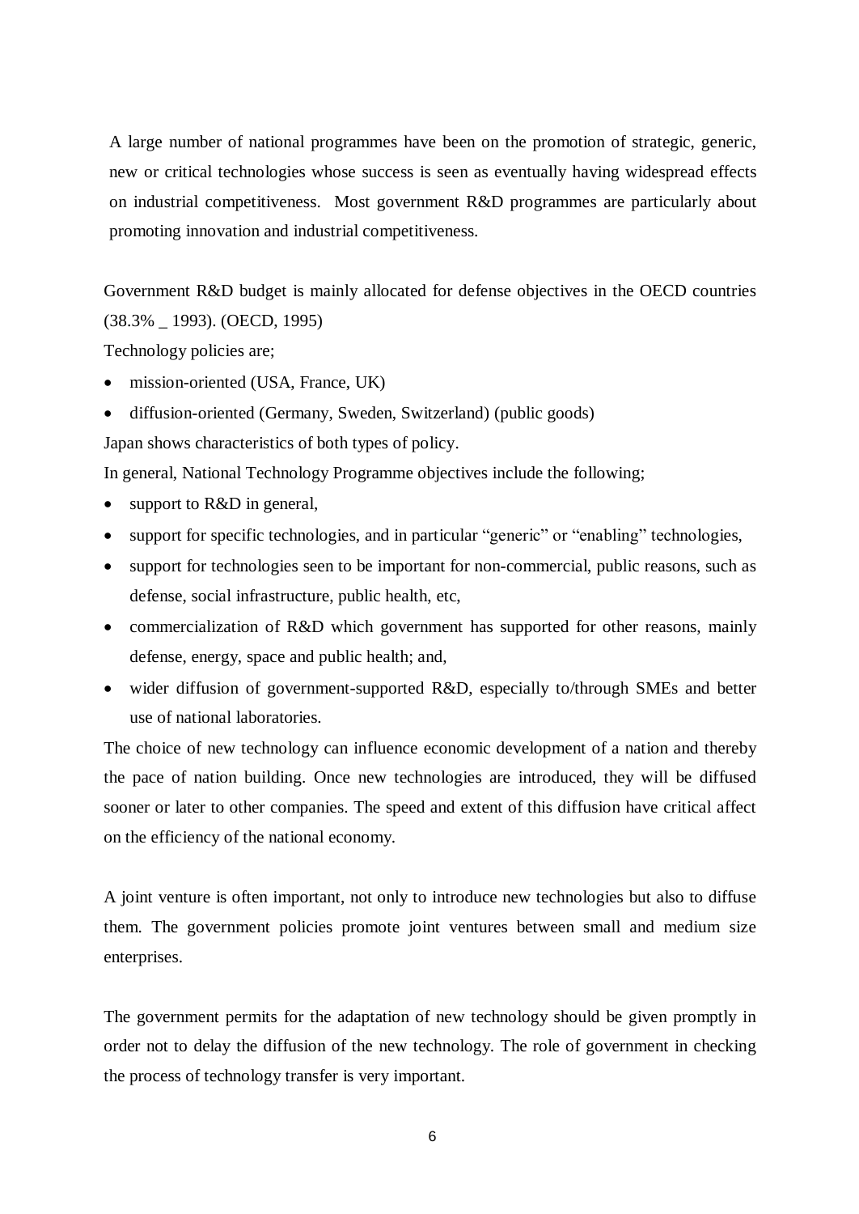A large number of national programmes have been on the promotion of strategic, generic, new or critical technologies whose success is seen as eventually having widespread effects on industrial competitiveness. Most government R&D programmes are particularly about promoting innovation and industrial competitiveness.

Government R&D budget is mainly allocated for defense objectives in the OECD countries (38.3% _ 1993). (OECD, 1995)

Technology policies are;

- mission-oriented (USA, France, UK)
- diffusion-oriented (Germany, Sweden, Switzerland) (public goods)

Japan shows characteristics of both types of policy.

In general, National Technology Programme objectives include the following;

- support to R&D in general,
- support for specific technologies, and in particular “generic” or “enabling” technologies,
- support for technologies seen to be important for non-commercial, public reasons, such as defense, social infrastructure, public health, etc,
- commercialization of R&D which government has supported for other reasons, mainly defense, energy, space and public health; and,
- wider diffusion of government-supported R&D, especially to/through SMEs and better use of national laboratories.

The choice of new technology can influence economic development of a nation and thereby the pace of nation building. Once new technologies are introduced, they will be diffused sooner or later to other companies. The speed and extent of this diffusion have critical affect on the efficiency of the national economy.

A joint venture is often important, not only to introduce new technologies but also to diffuse them. The government policies promote joint ventures between small and medium size enterprises.

The government permits for the adaptation of new technology should be given promptly in order not to delay the diffusion of the new technology. The role of government in checking the process of technology transfer is very important.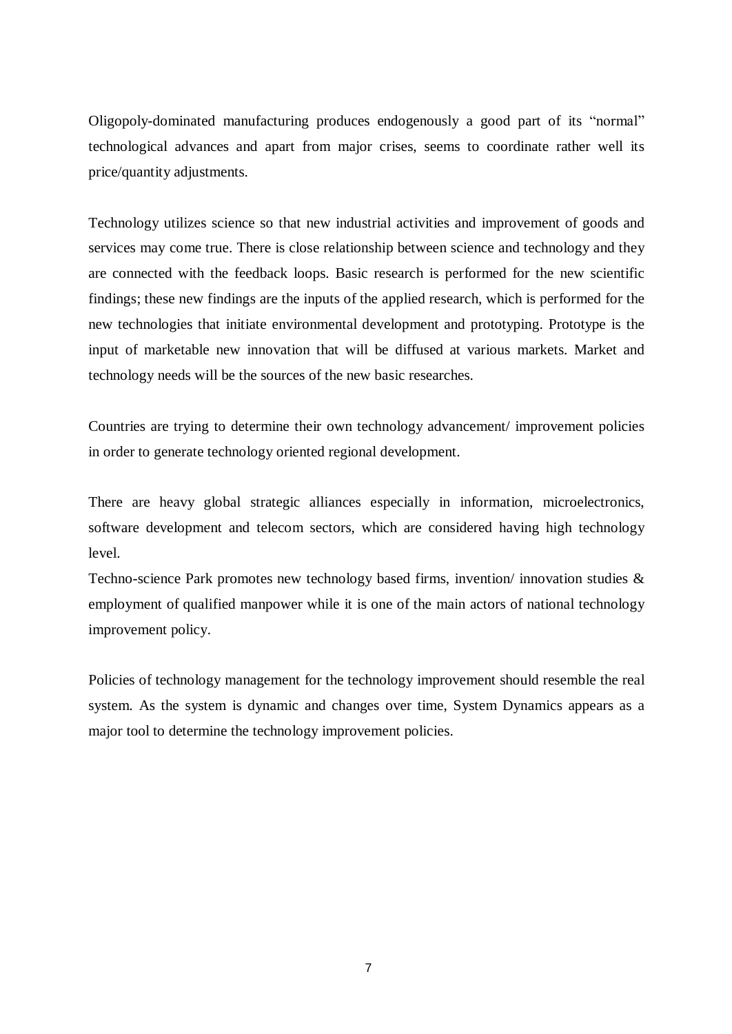Oligopoly-dominated manufacturing produces endogenously a good part of its “normal” technological advances and apart from major crises, seems to coordinate rather well its price/quantity adjustments.

Technology utilizes science so that new industrial activities and improvement of goods and services may come true. There is close relationship between science and technology and they are connected with the feedback loops. Basic research is performed for the new scientific findings; these new findings are the inputs of the applied research, which is performed for the new technologies that initiate environmental development and prototyping. Prototype is the input of marketable new innovation that will be diffused at various markets. Market and technology needs will be the sources of the new basic researches.

Countries are trying to determine their own technology advancement/ improvement policies in order to generate technology oriented regional development.

There are heavy global strategic alliances especially in information, microelectronics, software development and telecom sectors, which are considered having high technology level.

Techno-science Park promotes new technology based firms, invention/ innovation studies & employment of qualified manpower while it is one of the main actors of national technology improvement policy.

Policies of technology management for the technology improvement should resemble the real system. As the system is dynamic and changes over time, System Dynamics appears as a major tool to determine the technology improvement policies.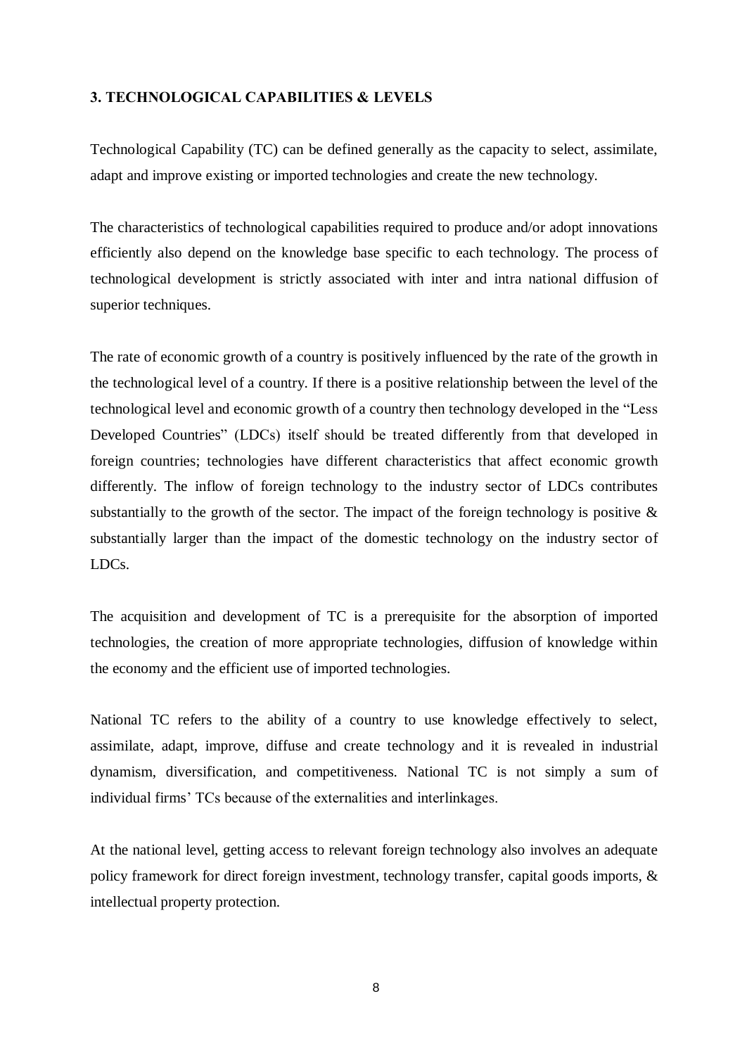## 3. TECHNOLOGICAL CAPABILITIES & LEVELS

Technological Capability (TC) can be defined generally as the capacity to select, assimilate, adapt and improve existing or imported technologies and create the new technology.

The characteristics of technological capabilities required to produce and/or adopt innovations efficiently also depend on the knowledge base specific to each technology. The process of technological development is strictly associated with inter and intra national diffusion of superior techniques.

The rate of economic growth of a country is positively influenced by the rate of the growth in the technological level of a country. If there is a positive relationship between the level of the technological level and economic growth of a country then technology developed in the "Less Developed Countries" (LDCs) itself should be treated differently from that developed in foreign countries; technologies have different characteristics that affect economic growth differently. The inflow of foreign technology to the industry sector of LDCs contributes substantially to the growth of the sector. The impact of the foreign technology is positive & substantially larger than the impact of the domestic technology on the industry sector of LDCs.

The acquisition and development of TC is a prerequisite for the absorption of imported technologies, the creation of more appropriate technologies, diffusion of knowledge within the economy and the efficient use of imported technologies.

National TC refers to the ability of a country to use knowledge effectively to select, assimilate, adapt, improve, diffuse and create technology and it is revealed in industrial dynamism, diversification, and competitiveness. National TC is not simply a sum of individual firms' TCs because of the externalities and interlinkages.

At the national level, getting access to relevant foreign technology also involves an adequate policy framework for direct foreign investment, technology transfer, capital goods imports, & intellectual property protection.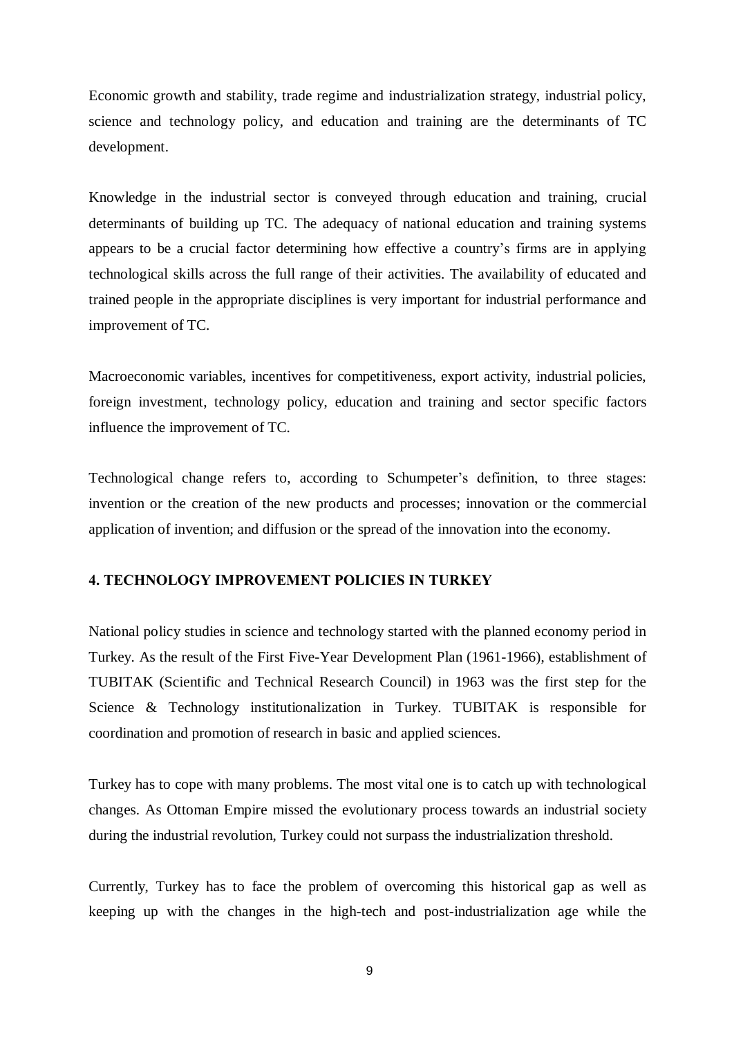Economic growth and stability, trade regime and industrialization strategy, industrial policy, science and technology policy, and education and training are the determinants of TC development.

Knowledge in the industrial sector is conveyed through education and training, crucial determinants of building up TC. The adequacy of national education and training systems appears to be a crucial factor determining how effective a country's firms are in applying technological skills across the full range of their activities. The availability of educated and trained people in the appropriate disciplines is very important for industrial performance and improvement of TC.

Macroeconomic variables, incentives for competitiveness, export activity, industrial policies, foreign investment, technology policy, education and training and sector specific factors influence the improvement of TC.

Technological change refers to, according to Schumpeter's definition, to three stages: invention or the creation of the new products and processes; innovation or the commercial application of invention; and diffusion or the spread of the innovation into the economy.

## 4. TECHNOLOGY IMPROVEMENT POLICIES IN TURKEY

National policy studies in science and technology started with the planned economy period in Turkey. As the result of the First Five-Year Development Plan (1961-1966), establishment of TUBITAK (Scientific and Technical Research Council) in 1963 was the first step for the Science & Technology institutionalization in Turkey. TUBITAK is responsible for coordination and promotion of research in basic and applied sciences.

Turkey has to cope with many problems. The most vital one is to catch up with technological changes. As Ottoman Empire missed the evolutionary process towards an industrial society during the industrial revolution, Turkey could not surpass the industrialization threshold.

Currently, Turkey has to face the problem of overcoming this historical gap as well as keeping up with the changes in the high-tech and post-industrialization age while the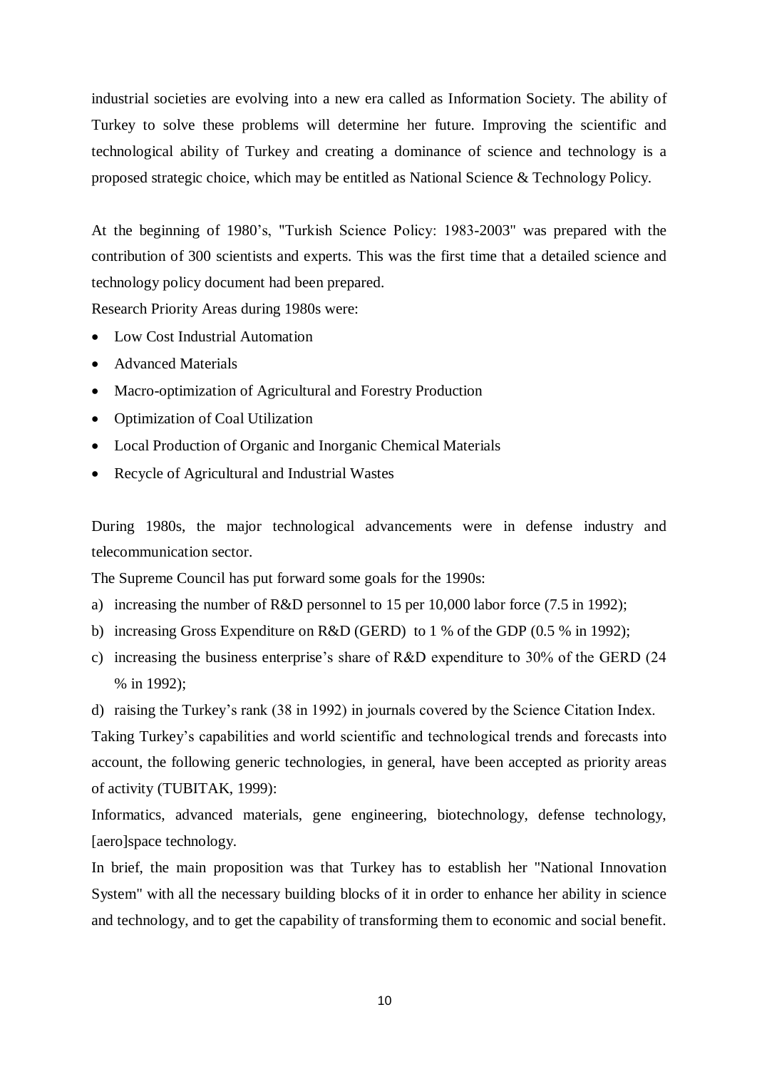industrial societies are evolving into a new era called as Information Society. The ability of Turkey to solve these problems will determine her future. Improving the scientific and technological ability of Turkey and creating a dominance of science and technology is a proposed strategic choice, which may be entitled as National Science & Technology Policy.

At the beginning of 1980's, "Turkish Science Policy: 1983-2003" was prepared with the contribution of 300 scientists and experts. This was the first time that a detailed science and technology policy document had been prepared.

Research Priority Areas during 1980s were:

- Low Cost Industrial Automation
- Advanced Materials
- Macro-optimization of Agricultural and Forestry Production
- Optimization of Coal Utilization
- Local Production of Organic and Inorganic Chemical Materials
- Recycle of Agricultural and Industrial Wastes

During 1980s, the major technological advancements were in defense industry and telecommunication sector.

The Supreme Council has put forward some goals for the 1990s:

a) increasing the number of R&D personnel to 15 per 10,000 labor force (7.5 in 1992);
b) increasing Gross Expenditure on R&D (GERD) to 1 % of the GDP (0.5 % in 1992);
c) increasing the business enterprise's share of R&D expenditure to 30% of the GERD (24 % in 1992);
d) raising the Turkey's rank (38 in 1992) in journals covered by the Science Citation Index.

Taking Turkey's capabilities and world scientific and technological trends and forecasts into account, the following generic technologies, in general, have been accepted as priority areas of activity (TUBITAK, 1999):

Informatics, advanced materials, gene engineering, biotechnology, defense technology, [aero]space technology.

In brief, the main proposition was that Turkey has to establish her "National Innovation System" with all the necessary building blocks of it in order to enhance her ability in science and technology, and to get the capability of transforming them to economic and social benefit.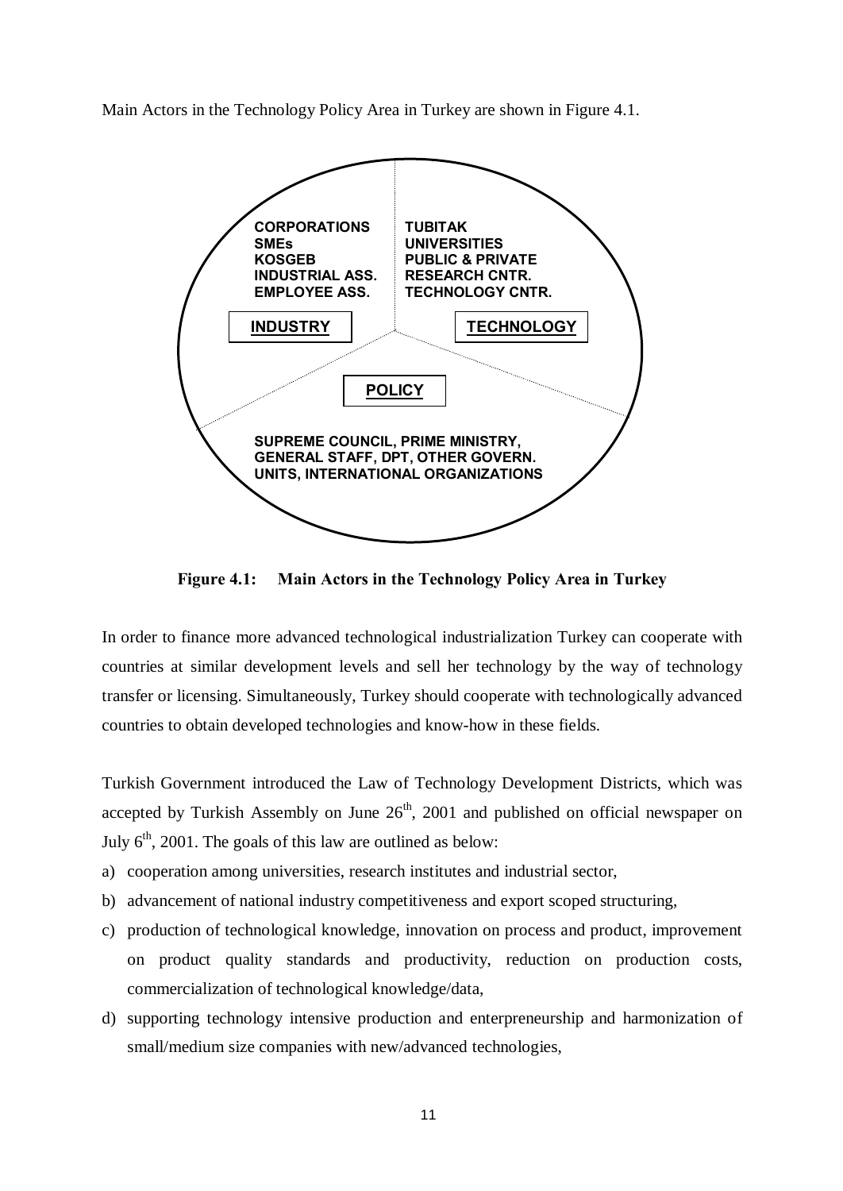Main Actors in the Technology Policy Area in Turkey are shown in Figure 4.1.

**INDUSTRY**

CORPORATIONS
SMEs
KOSGEB
INDUSTRIAL ASS.
EMPLOYEE ASS.

**TECHNOLOGY**

TUBITAK
UNIVERSITIES
PUBLIC & PRIVATE
RESEARCH CNTR.
TECHNOLOGY CNTR.

**POLICY**

SUPREME COUNCIL, PRIME MINISTRY, GENERAL STAFF, DPT, OTHER GOVERN. UNITS, INTERNATIONAL ORGANIZATIONS

**Figure 4.1: Main Actors in the Technology Policy Area in Turkey**

In order to finance more advanced technological industrialization Turkey can cooperate with countries at similar development levels and sell her technology by the way of technology transfer or licensing. Simultaneously, Turkey should cooperate with technologically advanced countries to obtain developed technologies and know-how in these fields.

Turkish Government introduced the Law of Technology Development Districts, which was accepted by Turkish Assembly on June 26th, 2001 and published on official newspaper on July 6th, 2001. The goals of this law are outlined as below:

a) cooperation among universities, research institutes and industrial sector,
b) advancement of national industry competitiveness and export scoped structuring,
c) production of technological knowledge, innovation on process and product, improvement on product quality standards and productivity, reduction on production costs, commercialization of technological knowledge/data,
d) supporting technology intensive production and enterpreneurship and harmonization of small/medium size companies with new/advanced technologies,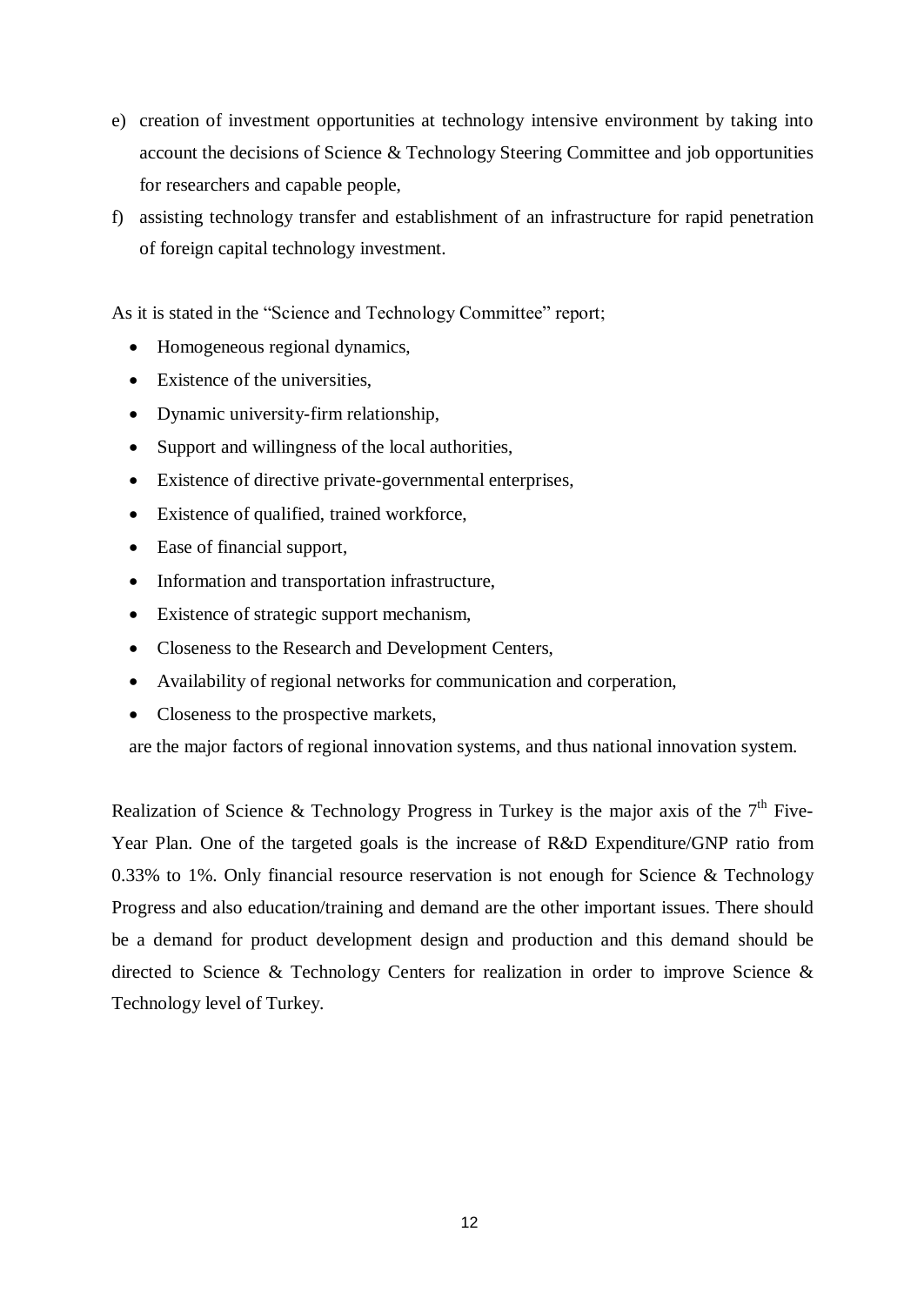e) creation of investment opportunities at technology intensive environment by taking into account the decisions of Science & Technology Steering Committee and job opportunities for researchers and capable people,

f) assisting technology transfer and establishment of an infrastructure for rapid penetration of foreign capital technology investment.

As it is stated in the "Science and Technology Committee" report;

- Homogeneous regional dynamics,
- Existence of the universities,
- Dynamic university-firm relationship,
- Support and willingness of the local authorities,
- Existence of directive private-governmental enterprises,
- Existence of qualified, trained workforce,
- Ease of financial support,
- Information and transportation infrastructure,
- Existence of strategic support mechanism,
- Closeness to the Research and Development Centers,
- Availability of regional networks for communication and corperation,
- Closeness to the prospective markets,

are the major factors of regional innovation systems, and thus national innovation system.

Realization of Science & Technology Progress in Turkey is the major axis of the $7^{th}$ Five-Year Plan. One of the targeted goals is the increase of R&D Expenditure/GNP ratio from 0.33% to 1%. Only financial resource reservation is not enough for Science & Technology Progress and also education/training and demand are the other important issues. There should be a demand for product development design and production and this demand should be directed to Science & Technology Centers for realization in order to improve Science & Technology level of Turkey.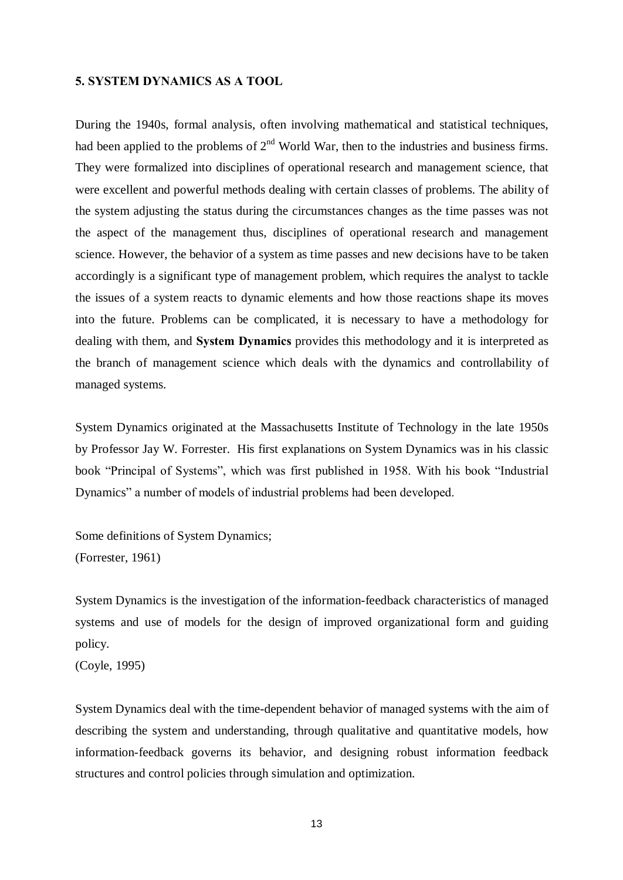## 5. SYSTEM DYNAMICS AS A TOOL

During the 1940s, formal analysis, often involving mathematical and statistical techniques, had been applied to the problems of 2nd World War, then to the industries and business firms. They were formalized into disciplines of operational research and management science, that were excellent and powerful methods dealing with certain classes of problems. The ability of the system adjusting the status during the circumstances changes as the time passes was not the aspect of the management thus, disciplines of operational research and management science. However, the behavior of a system as time passes and new decisions have to be taken accordingly is a significant type of management problem, which requires the analyst to tackle the issues of a system reacts to dynamic elements and how those reactions shape its moves into the future. Problems can be complicated, it is necessary to have a methodology for dealing with them, and **System Dynamics** provides this methodology and it is interpreted as the branch of management science which deals with the dynamics and controllability of managed systems.

System Dynamics originated at the Massachusetts Institute of Technology in the late 1950s by Professor Jay W. Forrester. His first explanations on System Dynamics was in his classic book "Principal of Systems", which was first published in 1958. With his book "Industrial Dynamics" a number of models of industrial problems had been developed.

Some definitions of System Dynamics;
(Forrester, 1961)

System Dynamics is the investigation of the information-feedback characteristics of managed systems and use of models for the design of improved organizational form and guiding policy.
(Coyle, 1995)

System Dynamics deal with the time-dependent behavior of managed systems with the aim of describing the system and understanding, through qualitative and quantitative models, how information-feedback governs its behavior, and designing robust information feedback structures and control policies through simulation and optimization.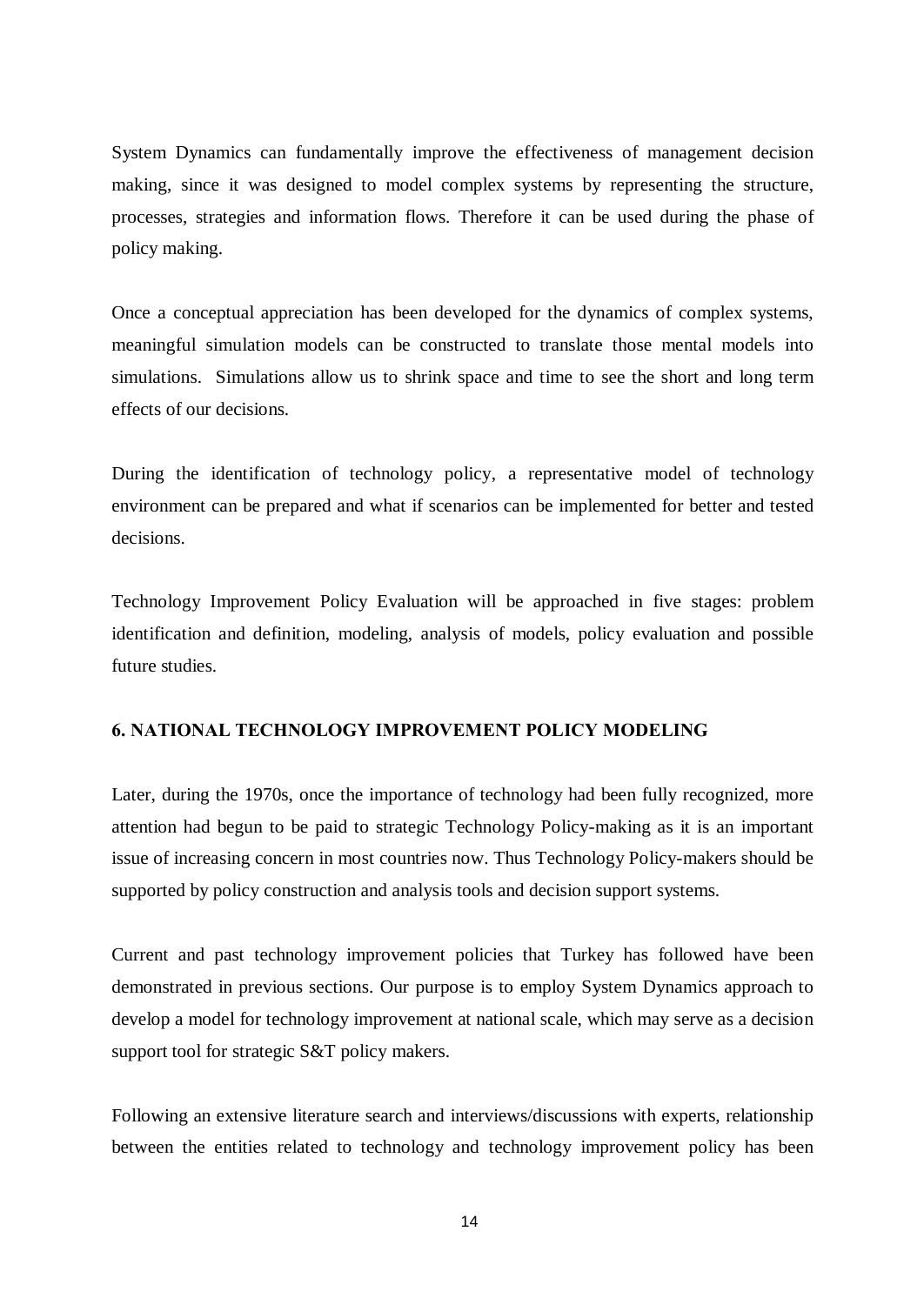System Dynamics can fundamentally improve the effectiveness of management decision making, since it was designed to model complex systems by representing the structure, processes, strategies and information flows. Therefore it can be used during the phase of policy making.

Once a conceptual appreciation has been developed for the dynamics of complex systems, meaningful simulation models can be constructed to translate those mental models into simulations. Simulations allow us to shrink space and time to see the short and long term effects of our decisions.

During the identification of technology policy, a representative model of technology environment can be prepared and what if scenarios can be implemented for better and tested decisions.

Technology Improvement Policy Evaluation will be approached in five stages: problem identification and definition, modeling, analysis of models, policy evaluation and possible future studies.

## 6. NATIONAL TECHNOLOGY IMPROVEMENT POLICY MODELING

Later, during the 1970s, once the importance of technology had been fully recognized, more attention had begun to be paid to strategic Technology Policy-making as it is an important issue of increasing concern in most countries now. Thus Technology Policy-makers should be supported by policy construction and analysis tools and decision support systems.

Current and past technology improvement policies that Turkey has followed have been demonstrated in previous sections. Our purpose is to employ System Dynamics approach to develop a model for technology improvement at national scale, which may serve as a decision support tool for strategic S&T policy makers.

Following an extensive literature search and interviews/discussions with experts, relationship between the entities related to technology and technology improvement policy has been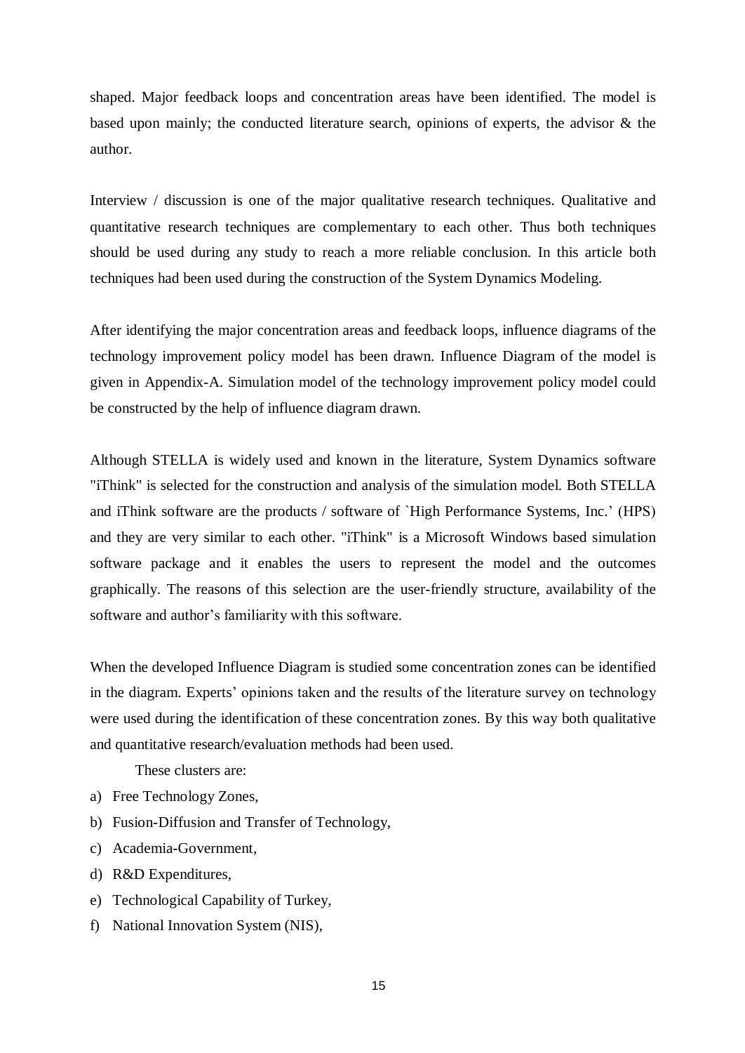shaped. Major feedback loops and concentration areas have been identified. The model is based upon mainly; the conducted literature search, opinions of experts, the advisor & the author.

Interview / discussion is one of the major qualitative research techniques. Qualitative and quantitative research techniques are complementary to each other. Thus both techniques should be used during any study to reach a more reliable conclusion. In this article both techniques had been used during the construction of the System Dynamics Modeling.

After identifying the major concentration areas and feedback loops, influence diagrams of the technology improvement policy model has been drawn. Influence Diagram of the model is given in Appendix-A. Simulation model of the technology improvement policy model could be constructed by the help of influence diagram drawn.

Although STELLA is widely used and known in the literature, System Dynamics software "iThink" is selected for the construction and analysis of the simulation model. Both STELLA and iThink software are the products / software of `High Performance Systems, Inc.' (HPS) and they are very similar to each other. "iThink" is a Microsoft Windows based simulation software package and it enables the users to represent the model and the outcomes graphically. The reasons of this selection are the user-friendly structure, availability of the software and author's familiarity with this software.

When the developed Influence Diagram is studied some concentration zones can be identified in the diagram. Experts' opinions taken and the results of the literature survey on technology were used during the identification of these concentration zones. By this way both qualitative and quantitative research/evaluation methods had been used.

These clusters are:

a) Free Technology Zones,
b) Fusion-Diffusion and Transfer of Technology,
c) Academia-Government,
d) R&D Expenditures,
e) Technological Capability of Turkey,
f) National Innovation System (NIS),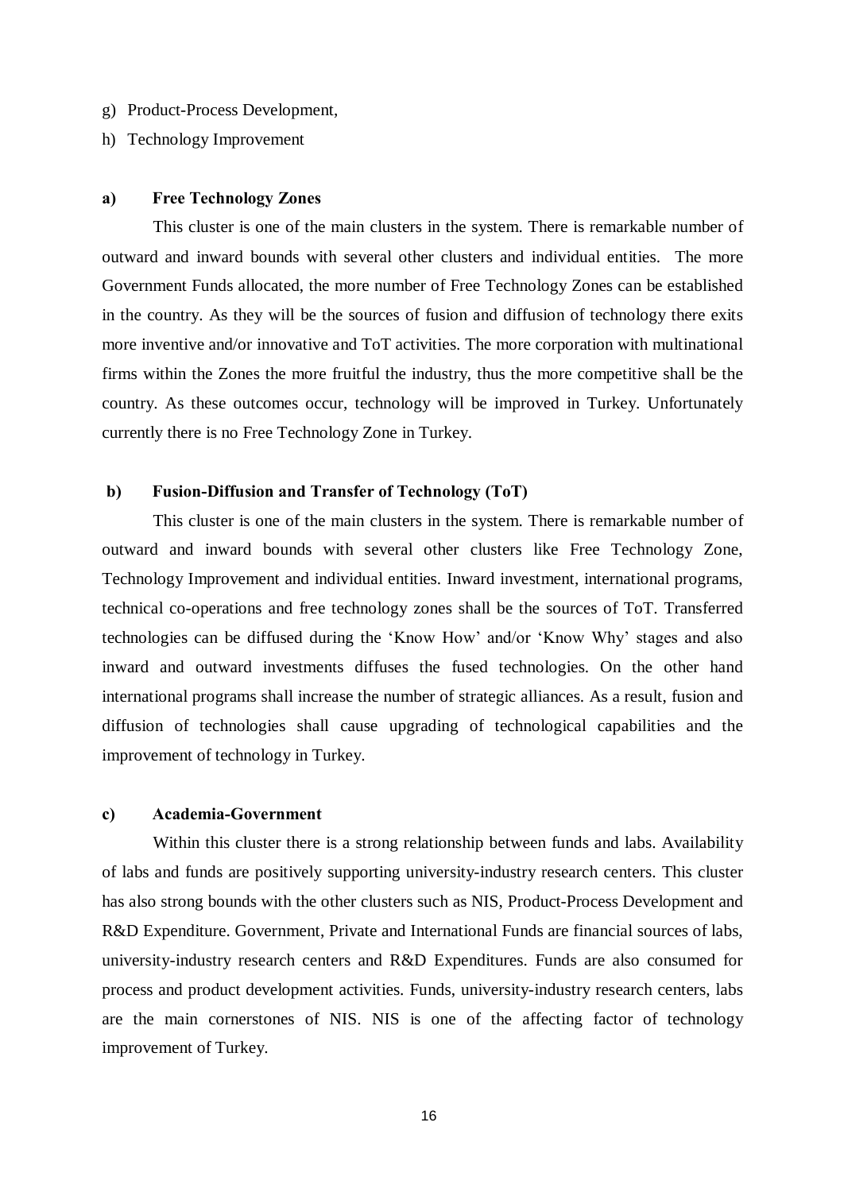g) Product-Process Development,

h) Technology Improvement

### a) Free Technology Zones

This cluster is one of the main clusters in the system. There is remarkable number of outward and inward bounds with several other clusters and individual entities. The more Government Funds allocated, the more number of Free Technology Zones can be established in the country. As they will be the sources of fusion and diffusion of technology there exits more inventive and/or innovative and ToT activities. The more corporation with multinational firms within the Zones the more fruitful the industry, thus the more competitive shall be the country. As these outcomes occur, technology will be improved in Turkey. Unfortunately currently there is no Free Technology Zone in Turkey.

### b) Fusion-Diffusion and Transfer of Technology (ToT)

This cluster is one of the main clusters in the system. There is remarkable number of outward and inward bounds with several other clusters like Free Technology Zone, Technology Improvement and individual entities. Inward investment, international programs, technical co-operations and free technology zones shall be the sources of ToT. Transferred technologies can be diffused during the 'Know How' and/or 'Know Why' stages and also inward and outward investments diffuses the fused technologies. On the other hand international programs shall increase the number of strategic alliances. As a result, fusion and diffusion of technologies shall cause upgrading of technological capabilities and the improvement of technology in Turkey.

### c) Academia-Government

Within this cluster there is a strong relationship between funds and labs. Availability of labs and funds are positively supporting university-industry research centers. This cluster has also strong bounds with the other clusters such as NIS, Product-Process Development and R&D Expenditure. Government, Private and International Funds are financial sources of labs, university-industry research centers and R&D Expenditures. Funds are also consumed for process and product development activities. Funds, university-industry research centers, labs are the main cornerstones of NIS. NIS is one of the affecting factor of technology improvement of Turkey.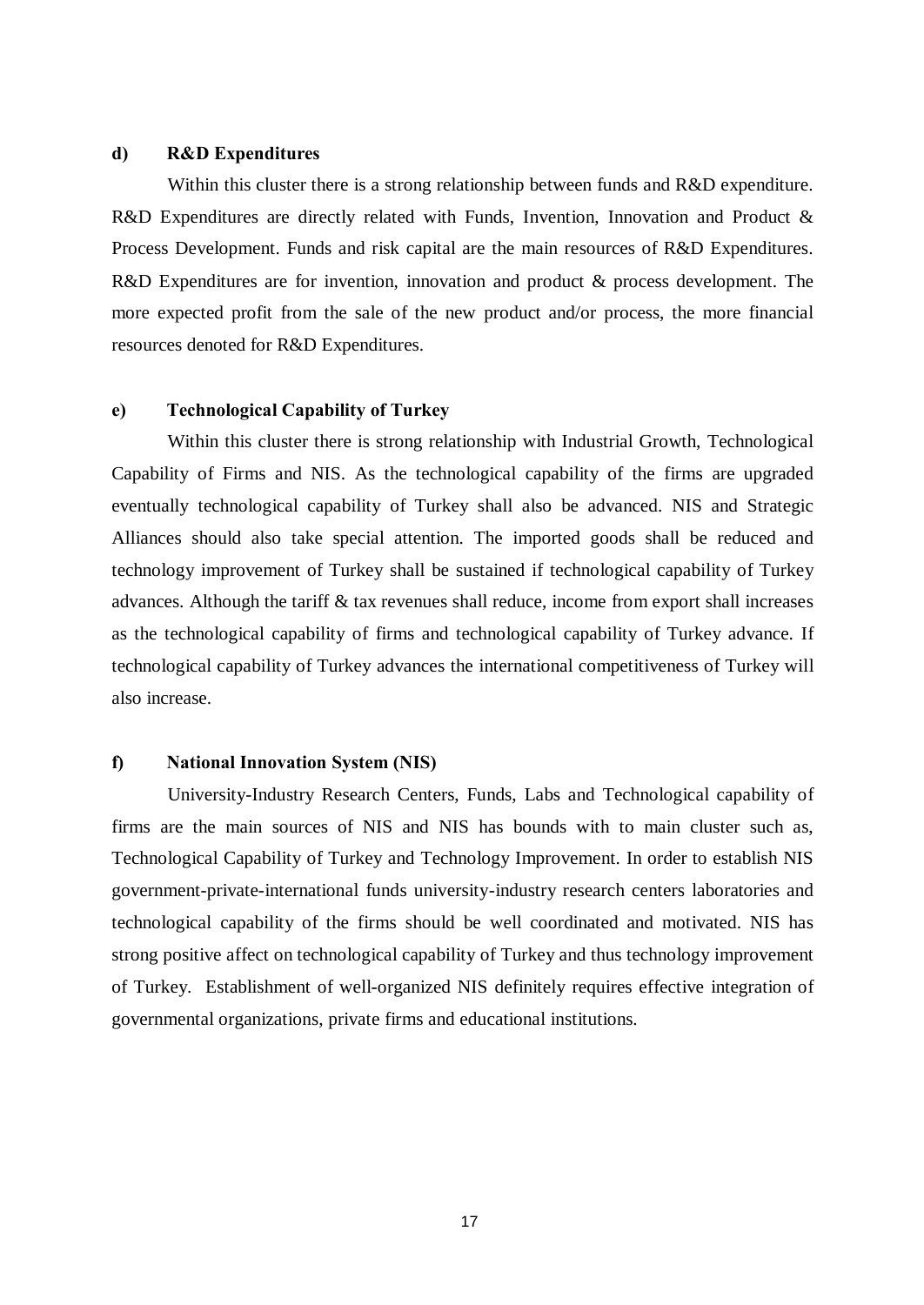#### d) R&D Expenditures

Within this cluster there is a strong relationship between funds and R&D expenditure. R&D Expenditures are directly related with Funds, Invention, Innovation and Product & Process Development. Funds and risk capital are the main resources of R&D Expenditures. R&D Expenditures are for invention, innovation and product & process development. The more expected profit from the sale of the new product and/or process, the more financial resources denoted for R&D Expenditures.

#### e) Technological Capability of Turkey

Within this cluster there is strong relationship with Industrial Growth, Technological Capability of Firms and NIS. As the technological capability of the firms are upgraded eventually technological capability of Turkey shall also be advanced. NIS and Strategic Alliances should also take special attention. The imported goods shall be reduced and technology improvement of Turkey shall be sustained if technological capability of Turkey advances. Although the tariff & tax revenues shall reduce, income from export shall increases as the technological capability of firms and technological capability of Turkey advance. If technological capability of Turkey advances the international competitiveness of Turkey will also increase.

#### f) National Innovation System (NIS)

University-Industry Research Centers, Funds, Labs and Technological capability of firms are the main sources of NIS and NIS has bounds with to main cluster such as, Technological Capability of Turkey and Technology Improvement. In order to establish NIS government-private-international funds university-industry research centers laboratories and technological capability of the firms should be well coordinated and motivated. NIS has strong positive affect on technological capability of Turkey and thus technology improvement of Turkey. Establishment of well-organized NIS definitely requires effective integration of governmental organizations, private firms and educational institutions.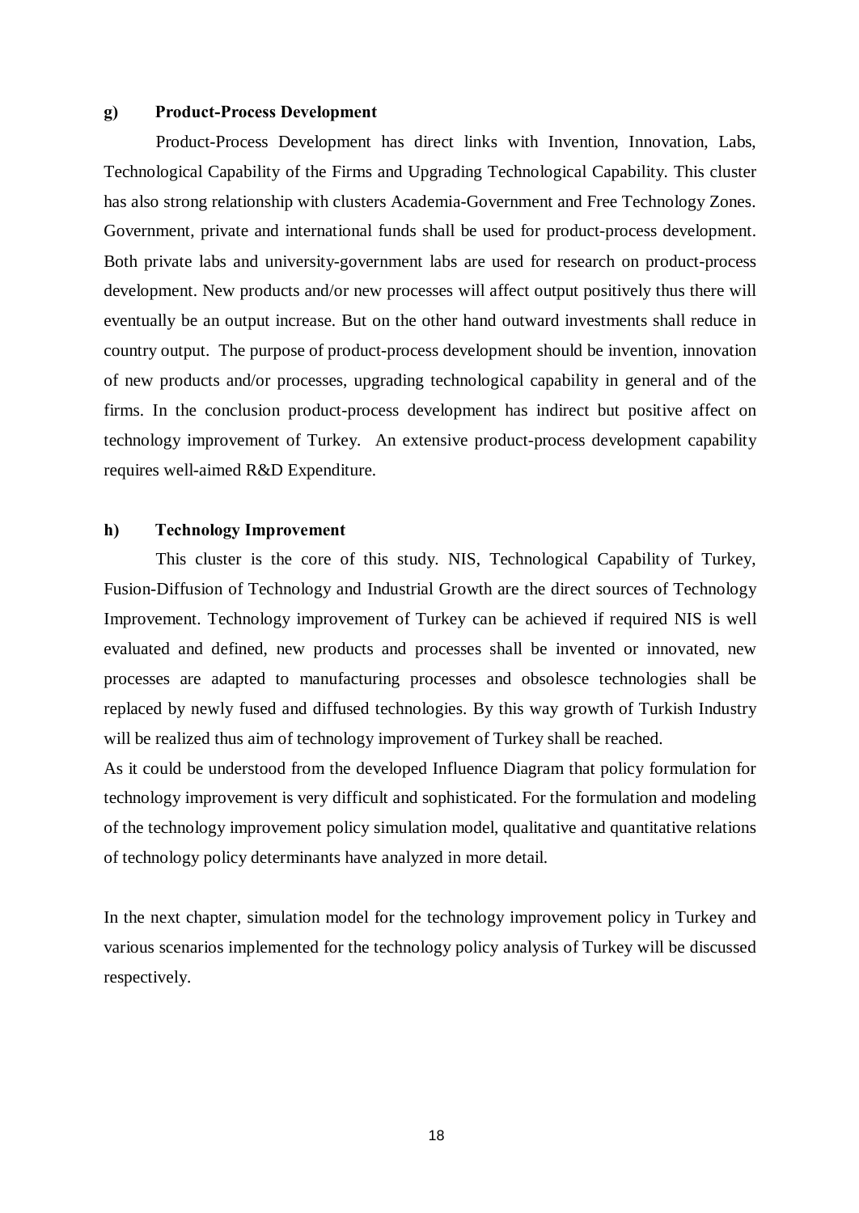### g) Product-Process Development

Product-Process Development has direct links with Invention, Innovation, Labs, Technological Capability of the Firms and Upgrading Technological Capability. This cluster has also strong relationship with clusters Academia-Government and Free Technology Zones. Government, private and international funds shall be used for product-process development. Both private labs and university-government labs are used for research on product-process development. New products and/or new processes will affect output positively thus there will eventually be an output increase. But on the other hand outward investments shall reduce in country output. The purpose of product-process development should be invention, innovation of new products and/or processes, upgrading technological capability in general and of the firms. In the conclusion product-process development has indirect but positive affect on technology improvement of Turkey. An extensive product-process development capability requires well-aimed R&D Expenditure.

### h) Technology Improvement

This cluster is the core of this study. NIS, Technological Capability of Turkey, Fusion-Diffusion of Technology and Industrial Growth are the direct sources of Technology Improvement. Technology improvement of Turkey can be achieved if required NIS is well evaluated and defined, new products and processes shall be invented or innovated, new processes are adapted to manufacturing processes and obsolesce technologies shall be replaced by newly fused and diffused technologies. By this way growth of Turkish Industry will be realized thus aim of technology improvement of Turkey shall be reached.

As it could be understood from the developed Influence Diagram that policy formulation for technology improvement is very difficult and sophisticated. For the formulation and modeling of the technology improvement policy simulation model, qualitative and quantitative relations of technology policy determinants have analyzed in more detail.

In the next chapter, simulation model for the technology improvement policy in Turkey and various scenarios implemented for the technology policy analysis of Turkey will be discussed respectively.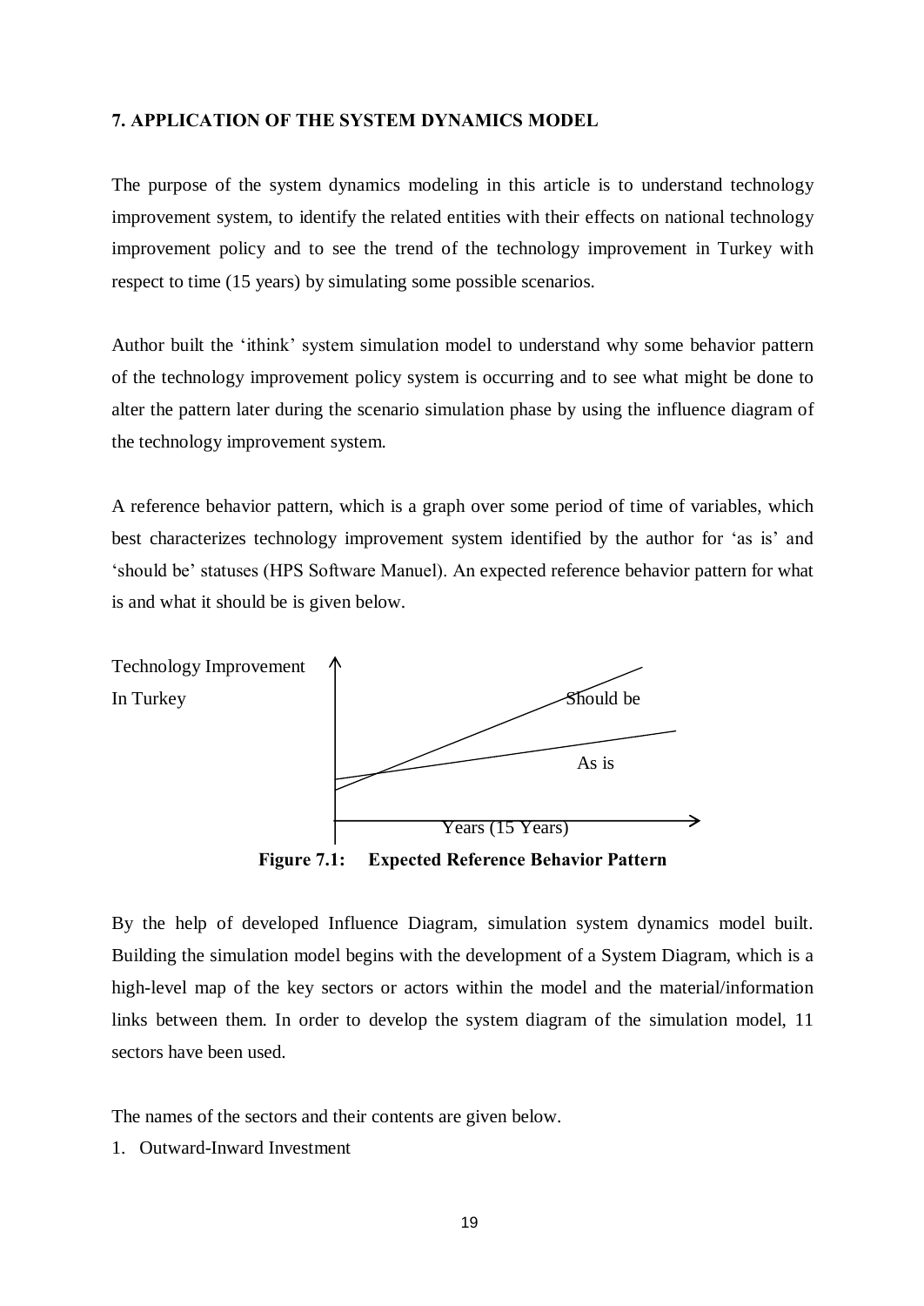## 7. APPLICATION OF THE SYSTEM DYNAMICS MODEL

The purpose of the system dynamics modeling in this article is to understand technology improvement system, to identify the related entities with their effects on national technology improvement policy and to see the trend of the technology improvement in Turkey with respect to time (15 years) by simulating some possible scenarios.

Author built the 'ithink' system simulation model to understand why some behavior pattern of the technology improvement policy system is occurring and to see what might be done to alter the pattern later during the scenario simulation phase by using the influence diagram of the technology improvement system.

A reference behavior pattern, which is a graph over some period of time of variables, which best characterizes technology improvement system identified by the author for 'as is' and 'should be' statuses (HPS Software Manuel). An expected reference behavior pattern for what is and what it should be is given below.

Technology Improvement In Turkey

Should be

As is

Years (15 Years)

**Figure 7.1: Expected Reference Behavior Pattern**

By the help of developed Influence Diagram, simulation system dynamics model built. Building the simulation model begins with the development of a System Diagram, which is a high-level map of the key sectors or actors within the model and the material/information links between them. In order to develop the system diagram of the simulation model, 11 sectors have been used.

The names of the sectors and their contents are given below.

1. Outward-Inward Investment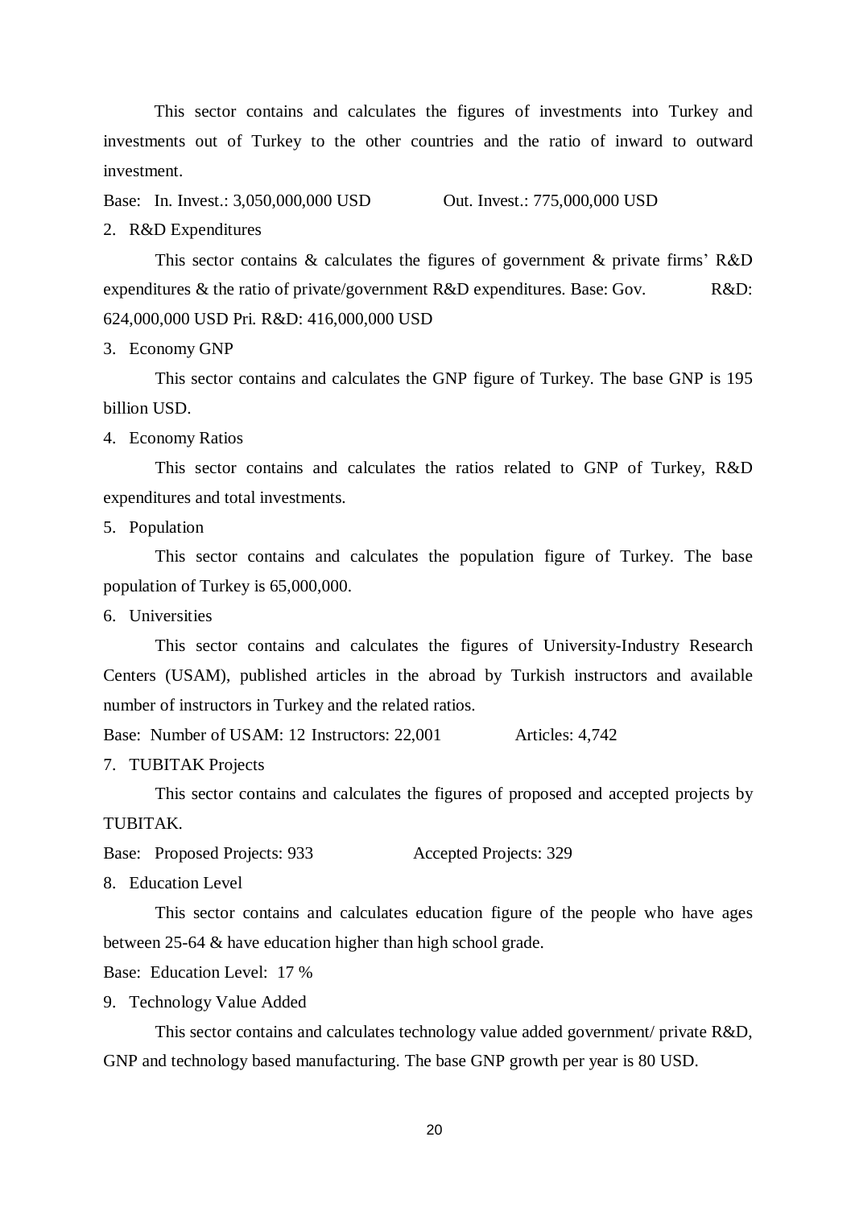This sector contains and calculates the figures of investments into Turkey and investments out of Turkey to the other countries and the ratio of inward to outward investment.

Base: In. Invest.: 3,050,000,000 USD Out. Invest.: 775,000,000 USD

2. R&D Expenditures

This sector contains & calculates the figures of government & private firms' R&D expenditures & the ratio of private/government R&D expenditures. Base: Gov. R&D: 624,000,000 USD Pri. R&D: 416,000,000 USD

3. Economy GNP

This sector contains and calculates the GNP figure of Turkey. The base GNP is 195 billion USD.

4. Economy Ratios

This sector contains and calculates the ratios related to GNP of Turkey, R&D expenditures and total investments.

5. Population

This sector contains and calculates the population figure of Turkey. The base population of Turkey is 65,000,000.

6. Universities

This sector contains and calculates the figures of University-Industry Research Centers (USAM), published articles in the abroad by Turkish instructors and available number of instructors in Turkey and the related ratios.

Base: Number of USAM: 12 Instructors: 22,001 Articles: 4,742

7. TUBITAK Projects

This sector contains and calculates the figures of proposed and accepted projects by TUBITAK.

Base: Proposed Projects: 933 Accepted Projects: 329

8. Education Level

This sector contains and calculates education figure of the people who have ages between 25-64 & have education higher than high school grade.

Base: Education Level: 17 %

9. Technology Value Added

This sector contains and calculates technology value added government/ private R&D, GNP and technology based manufacturing. The base GNP growth per year is 80 USD.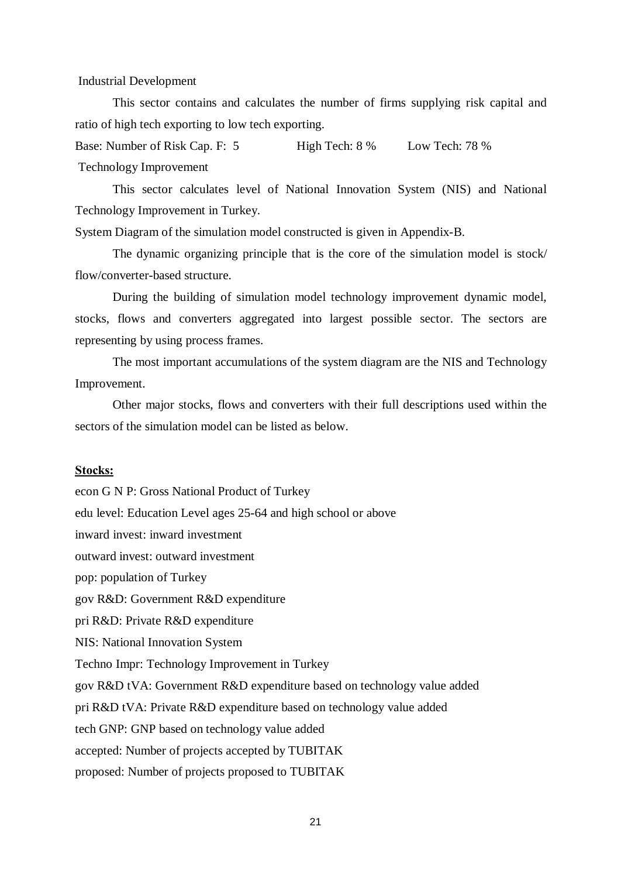Industrial Development

This sector contains and calculates the number of firms supplying risk capital and ratio of high tech exporting to low tech exporting.

Base: Number of Risk Cap. F: 5 High Tech: 8 % Low Tech: 78 %

Technology Improvement

This sector calculates level of National Innovation System (NIS) and National Technology Improvement in Turkey.

System Diagram of the simulation model constructed is given in Appendix-B.

The dynamic organizing principle that is the core of the simulation model is stock/ flow/converter-based structure.

During the building of simulation model technology improvement dynamic model, stocks, flows and converters aggregated into largest possible sector. The sectors are representing by using process frames.

The most important accumulations of the system diagram are the NIS and Technology Improvement.

Other major stocks, flows and converters with their full descriptions used within the sectors of the simulation model can be listed as below.

**Stocks:**

econ G N P: Gross National Product of Turkey

edu level: Education Level ages 25-64 and high school or above

inward invest: inward investment

outward invest: outward investment

pop: population of Turkey

gov R&D: Government R&D expenditure

pri R&D: Private R&D expenditure

NIS: National Innovation System

Techno Impr: Technology Improvement in Turkey

gov R&D tVA: Government R&D expenditure based on technology value added

pri R&D tVA: Private R&D expenditure based on technology value added

tech GNP: GNP based on technology value added

accepted: Number of projects accepted by TUBITAK

proposed: Number of projects proposed to TUBITAK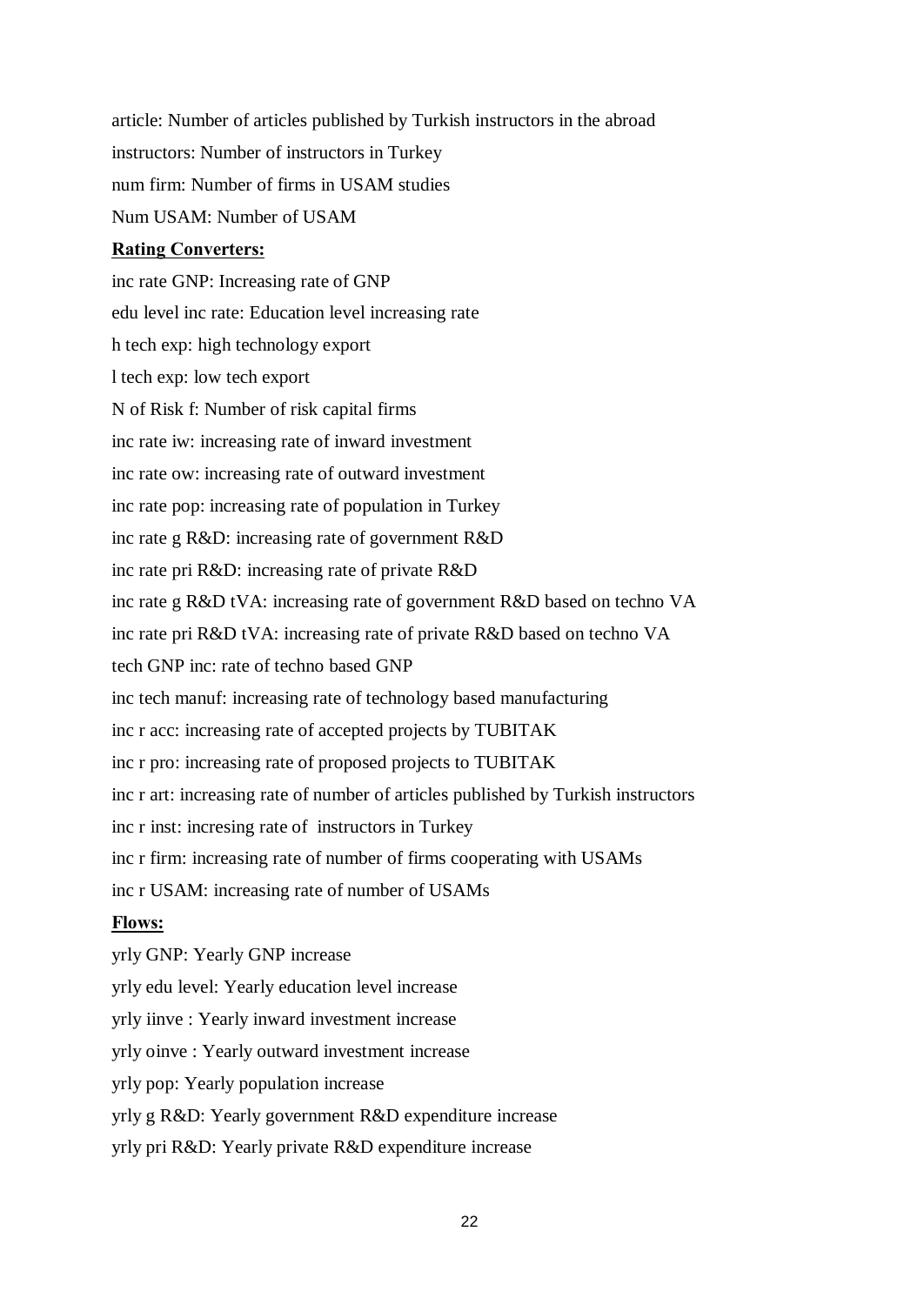article: Number of articles published by Turkish instructors in the abroad

instructors: Number of instructors in Turkey

num firm: Number of firms in USAM studies

Num USAM: Number of USAM

**Rating Converters:**

inc rate GNP: Increasing rate of GNP

edu level inc rate: Education level increasing rate

h tech exp: high technology export

l tech exp: low tech export

N of Risk f: Number of risk capital firms

inc rate iw: increasing rate of inward investment

inc rate ow: increasing rate of outward investment

inc rate pop: increasing rate of population in Turkey

inc rate g R&D: increasing rate of government R&D

inc rate pri R&D: increasing rate of private R&D

inc rate g R&D tVA: increasing rate of government R&D based on techno VA

inc rate pri R&D tVA: increasing rate of private R&D based on techno VA

tech GNP inc: rate of techno based GNP

inc tech manuf: increasing rate of technology based manufacturing

inc r acc: increasing rate of accepted projects by TUBITAK

inc r pro: increasing rate of proposed projects to TUBITAK

inc r art: increasing rate of number of articles published by Turkish instructors

inc r inst: incresing rate of instructors in Turkey

inc r firm: increasing rate of number of firms cooperating with USAMs

inc r USAM: increasing rate of number of USAMs

**Flows:**

yrly GNP: Yearly GNP increase

yrly edu level: Yearly education level increase

yrly iinve : Yearly inward investment increase

yrly oinve : Yearly outward investment increase

yrly pop: Yearly population increase

yrly g R&D: Yearly government R&D expenditure increase

yrly pri R&D: Yearly private R&D expenditure increase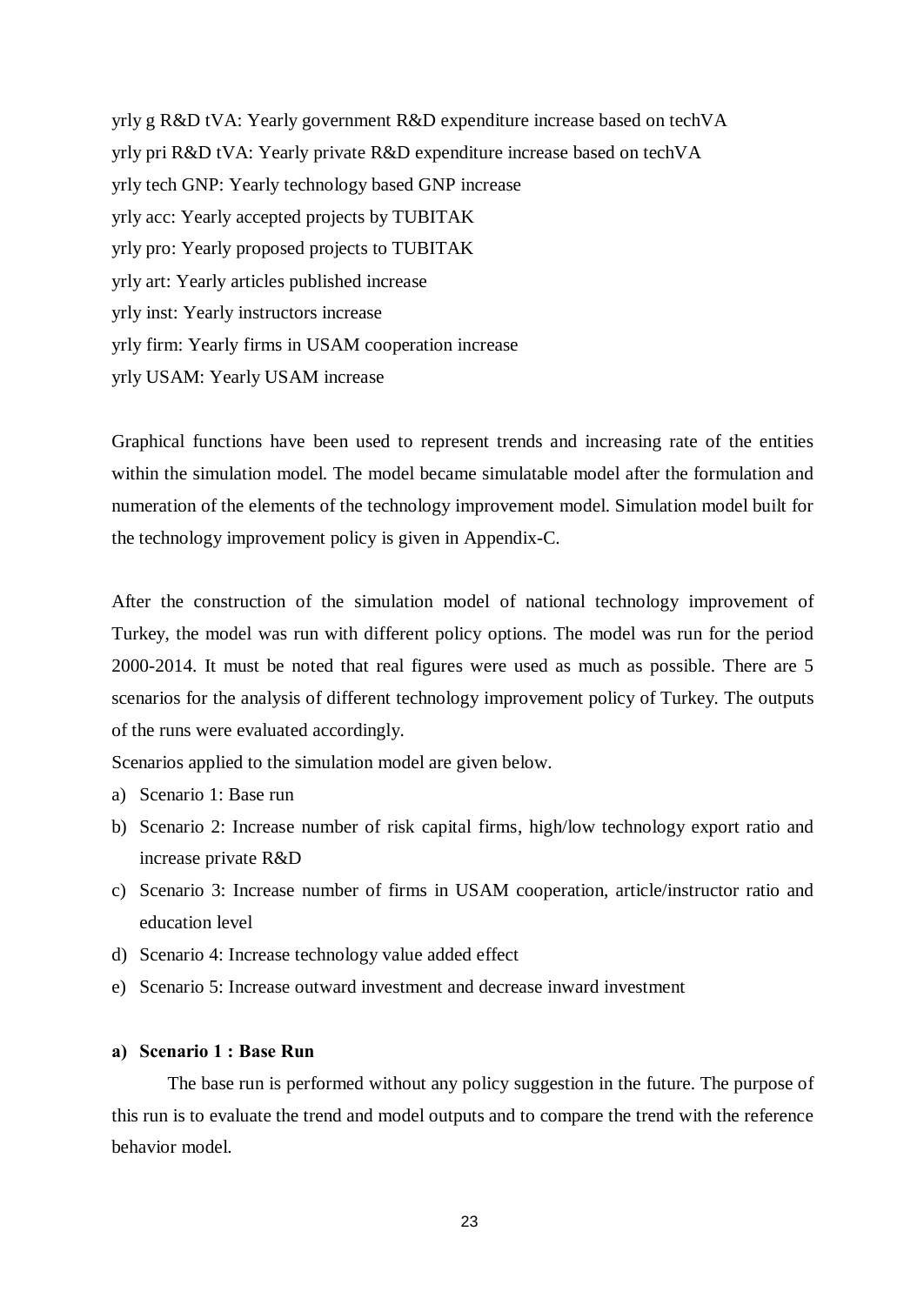yrly g R&D tVA: Yearly government R&D expenditure increase based on techVA

yrly pri R&D tVA: Yearly private R&D expenditure increase based on techVA

yrly tech GNP: Yearly technology based GNP increase

yrly acc: Yearly accepted projects by TUBITAK

yrly pro: Yearly proposed projects to TUBITAK

yrly art: Yearly articles published increase

yrly inst: Yearly instructors increase

yrly firm: Yearly firms in USAM cooperation increase

yrly USAM: Yearly USAM increase

Graphical functions have been used to represent trends and increasing rate of the entities within the simulation model. The model became simulatable model after the formulation and numeration of the elements of the technology improvement model. Simulation model built for the technology improvement policy is given in Appendix-C.

After the construction of the simulation model of national technology improvement of Turkey, the model was run with different policy options. The model was run for the period 2000-2014. It must be noted that real figures were used as much as possible. There are 5 scenarios for the analysis of different technology improvement policy of Turkey. The outputs of the runs were evaluated accordingly.

Scenarios applied to the simulation model are given below.

a) Scenario 1: Base run
b) Scenario 2: Increase number of risk capital firms, high/low technology export ratio and increase private R&D
c) Scenario 3: Increase number of firms in USAM cooperation, article/instructor ratio and education level
d) Scenario 4: Increase technology value added effect
e) Scenario 5: Increase outward investment and decrease inward investment

#### a) Scenario 1 : Base Run

The base run is performed without any policy suggestion in the future. The purpose of this run is to evaluate the trend and model outputs and to compare the trend with the reference behavior model.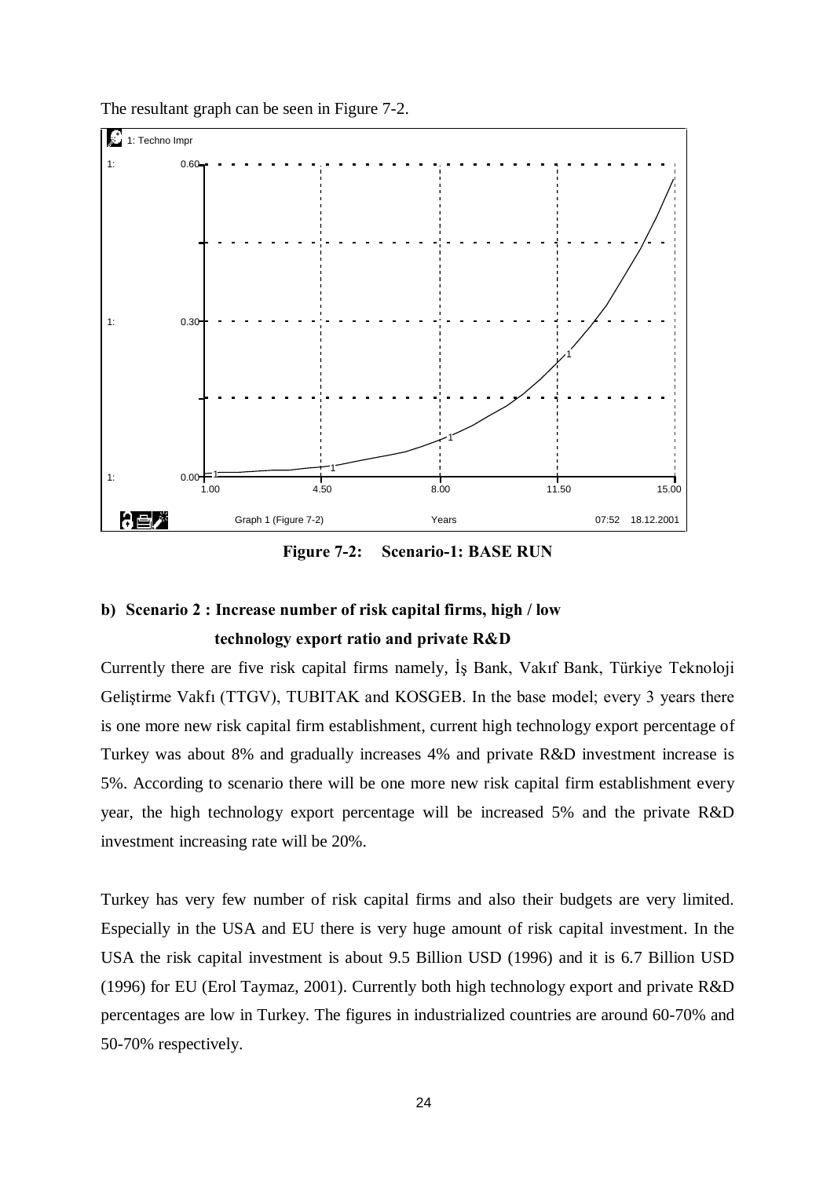The resultant graph can be seen in Figure 7-2.

**Figure 7-2: Scenario-1: BASE RUN**

**b) Scenario 2 : Increase number of risk capital firms, high / low technology export ratio and private R&D**

Currently there are five risk capital firms namely, İş Bank, Vakıf Bank, Türkiye Teknoloji Geliştirme Vakfı (TTGV), TUBITAK and KOSGEB. In the base model; every 3 years there is one more new risk capital firm establishment, current high technology export percentage of Turkey was about 8% and gradually increases 4% and private R&D investment increase is 5%. According to scenario there will be one more new risk capital firm establishment every year, the high technology export percentage will be increased 5% and the private R&D investment increasing rate will be 20%.

Turkey has very few number of risk capital firms and also their budgets are very limited. Especially in the USA and EU there is very huge amount of risk capital investment. In the USA the risk capital investment is about 9.5 Billion USD (1996) and it is 6.7 Billion USD (1996) for EU (Erol Taymaz, 2001). Currently both high technology export and private R&D percentages are low in Turkey. The figures in industrialized countries are around 60-70% and 50-70% respectively.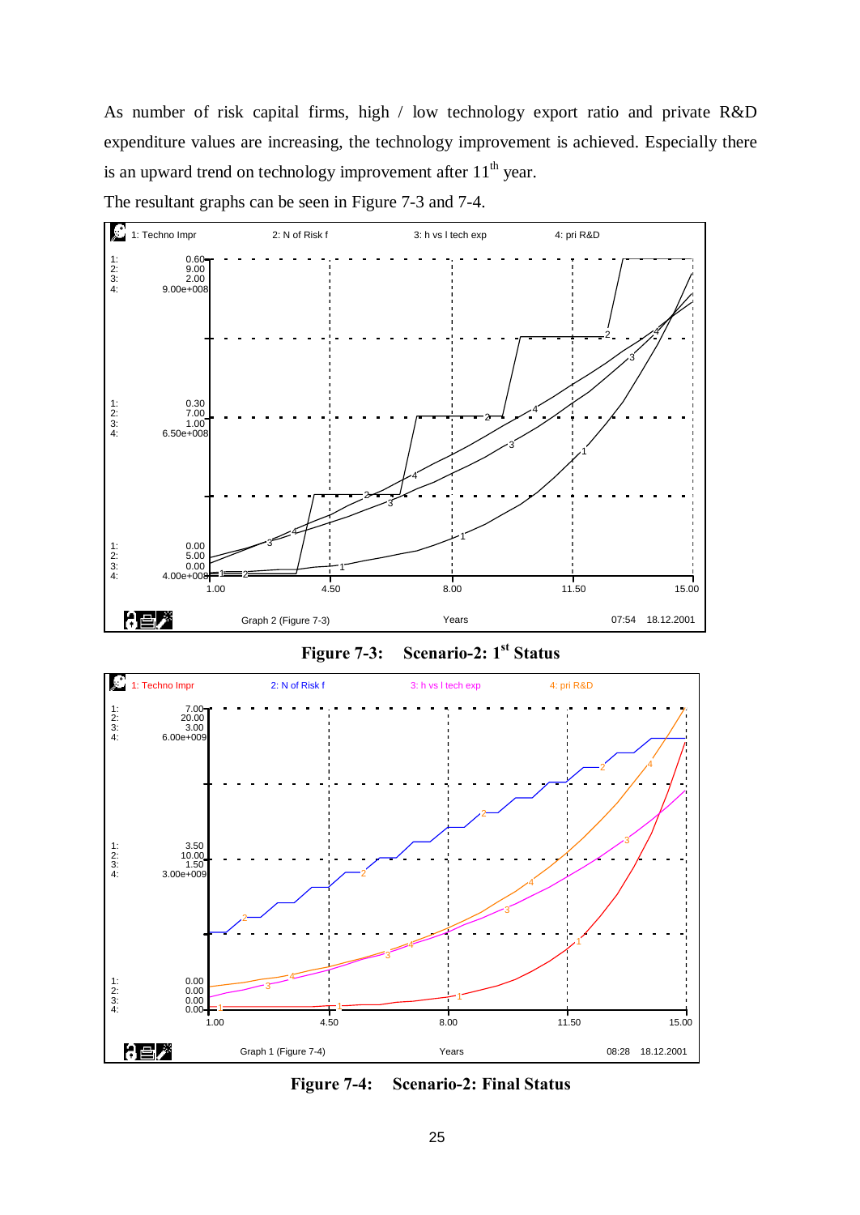As number of risk capital firms, high / low technology export ratio and private R&D expenditure values are increasing, the technology improvement is achieved. Especially there is an upward trend on technology improvement after $11^{th}$ year.

The resultant graphs can be seen in Figure 7-3 and 7-4.

**Figure 7-3: Scenario-2: 1st Status**

**Figure 7-4: Scenario-2: Final Status**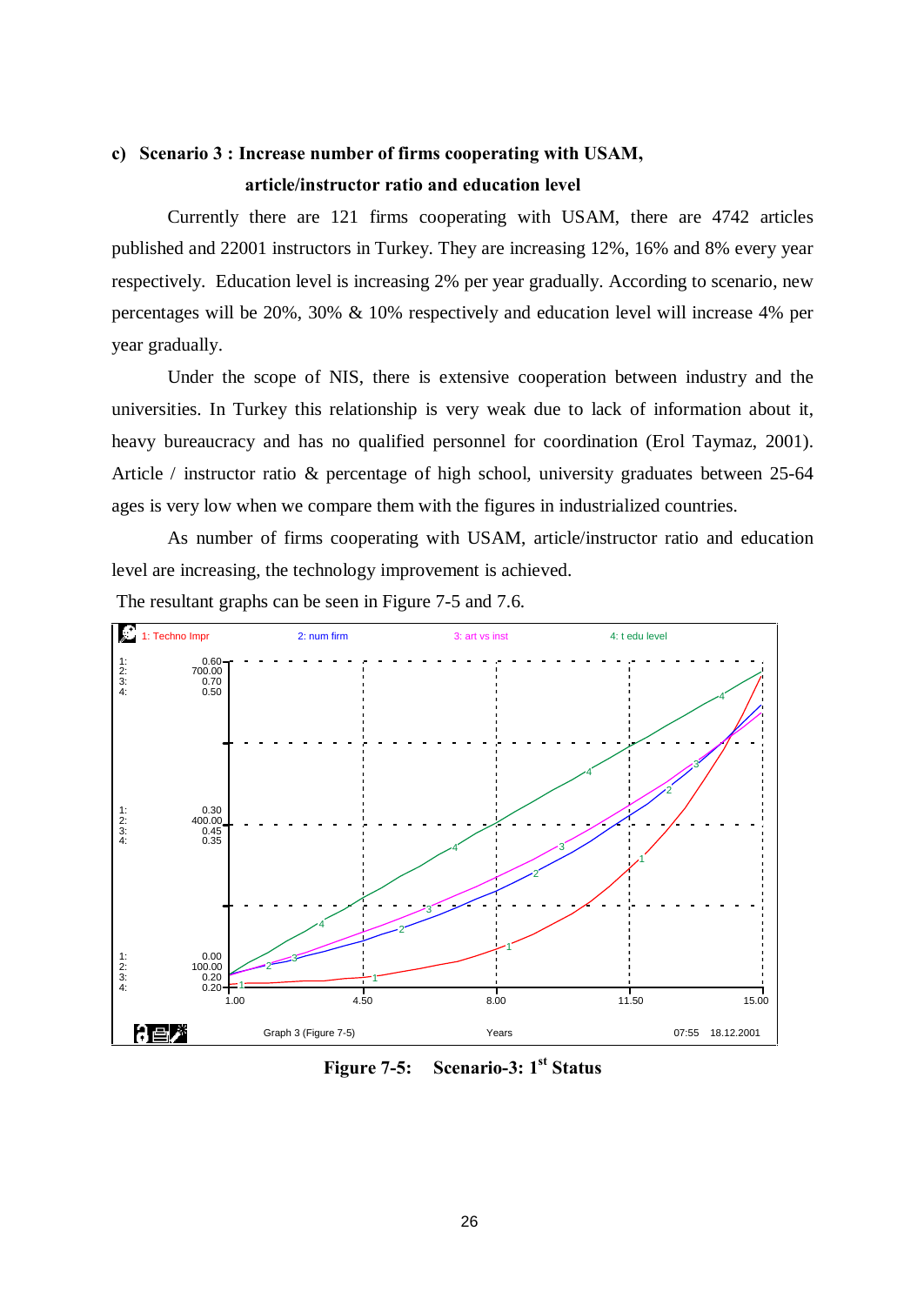### c) Scenario 3 : Increase number of firms cooperating with USAM, article/instructor ratio and education level

Currently there are 121 firms cooperating with USAM, there are 4742 articles published and 22001 instructors in Turkey. They are increasing 12%, 16% and 8% every year respectively. Education level is increasing 2% per year gradually. According to scenario, new percentages will be 20%, 30% & 10% respectively and education level will increase 4% per year gradually.

Under the scope of NIS, there is extensive cooperation between industry and the universities. In Turkey this relationship is very weak due to lack of information about it, heavy bureaucracy and has no qualified personnel for coordination (Erol Taymaz, 2001). Article / instructor ratio & percentage of high school, university graduates between 25-64 ages is very low when we compare them with the figures in industrialized countries.

As number of firms cooperating with USAM, article/instructor ratio and education level are increasing, the technology improvement is achieved.

The resultant graphs can be seen in Figure 7-5 and 7.6.

**Figure 7-5: Scenario-3: 1st Status**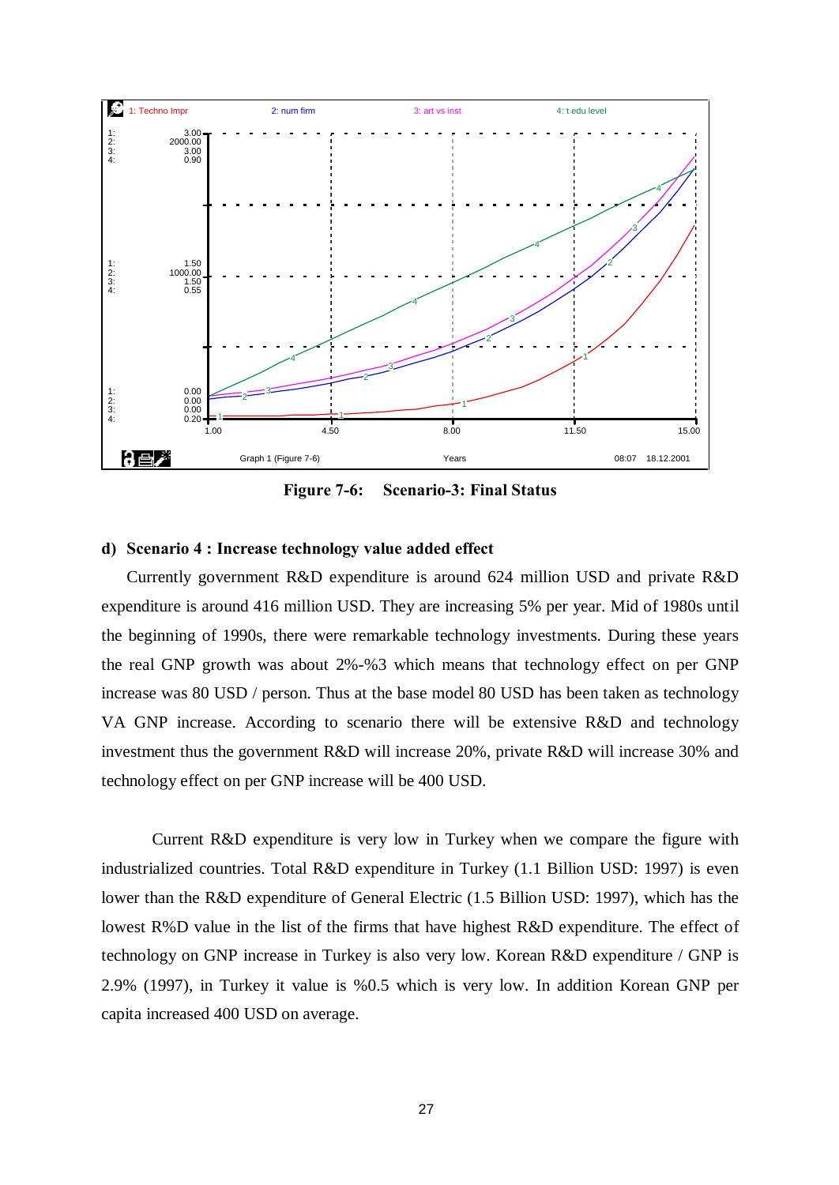**Figure 7-6: Scenario-3: Final Status**

#### d) Scenario 4 : Increase technology value added effect

Currently government R&D expenditure is around 624 million USD and private R&D expenditure is around 416 million USD. They are increasing 5% per year. Mid of 1980s until the beginning of 1990s, there were remarkable technology investments. During these years the real GNP growth was about 2%-%3 which means that technology effect on per GNP increase was 80 USD / person. Thus at the base model 80 USD has been taken as technology VA GNP increase. According to scenario there will be extensive R&D and technology investment thus the government R&D will increase 20%, private R&D will increase 30% and technology effect on per GNP increase will be 400 USD.

Current R&D expenditure is very low in Turkey when we compare the figure with industrialized countries. Total R&D expenditure in Turkey (1.1 Billion USD: 1997) is even lower than the R&D expenditure of General Electric (1.5 Billion USD: 1997), which has the lowest R%D value in the list of the firms that have highest R&D expenditure. The effect of technology on GNP increase in Turkey is also very low. Korean R&D expenditure / GNP is 2.9% (1997), in Turkey it value is %0.5 which is very low. In addition Korean GNP per capita increased 400 USD on average.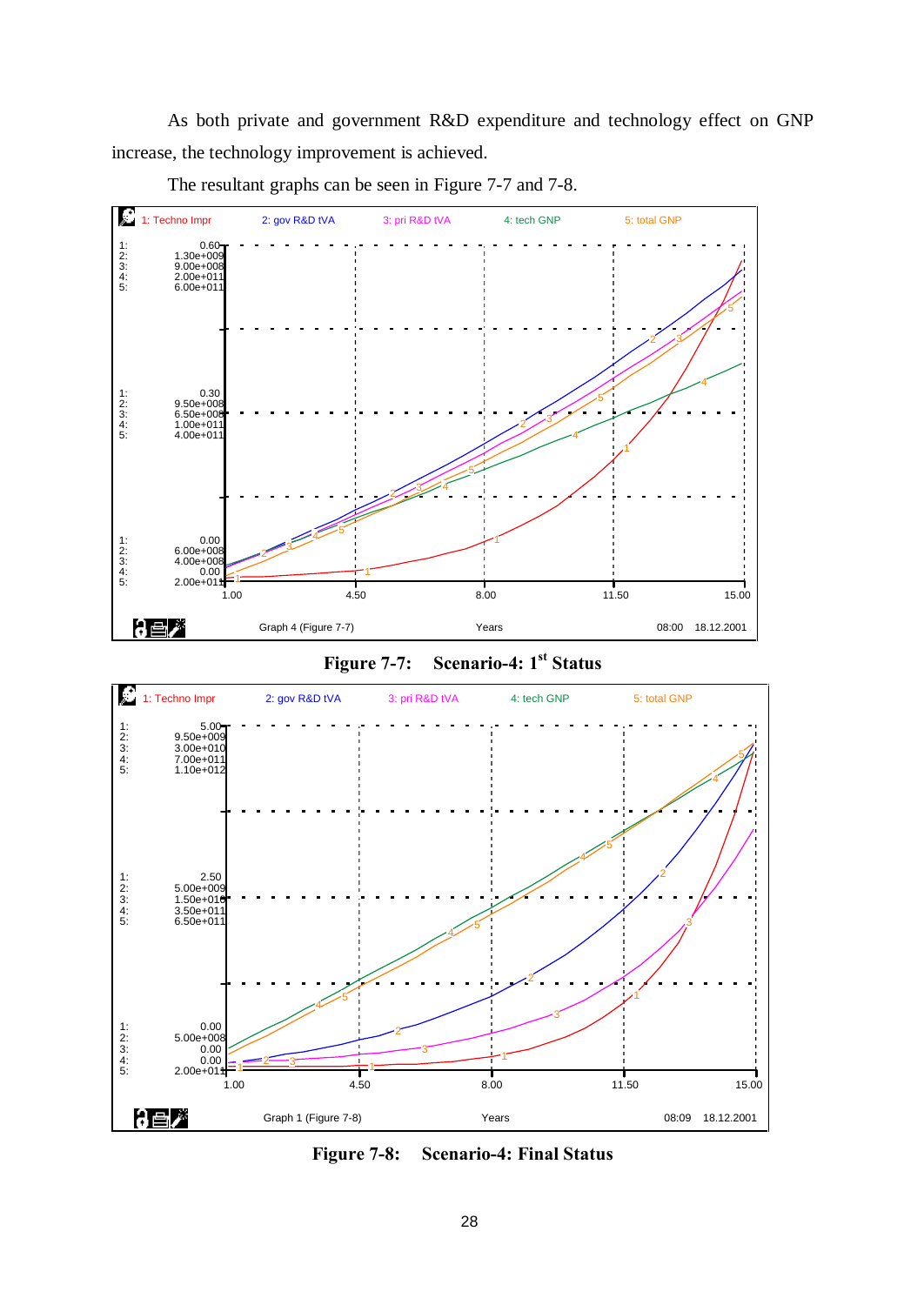As both private and government R&D expenditure and technology effect on GNP increase, the technology improvement is achieved.

The resultant graphs can be seen in Figure 7-7 and 7-8.

**Figure 7-7: Scenario-4: 1st Status**

**Figure 7-8: Scenario-4: Final Status**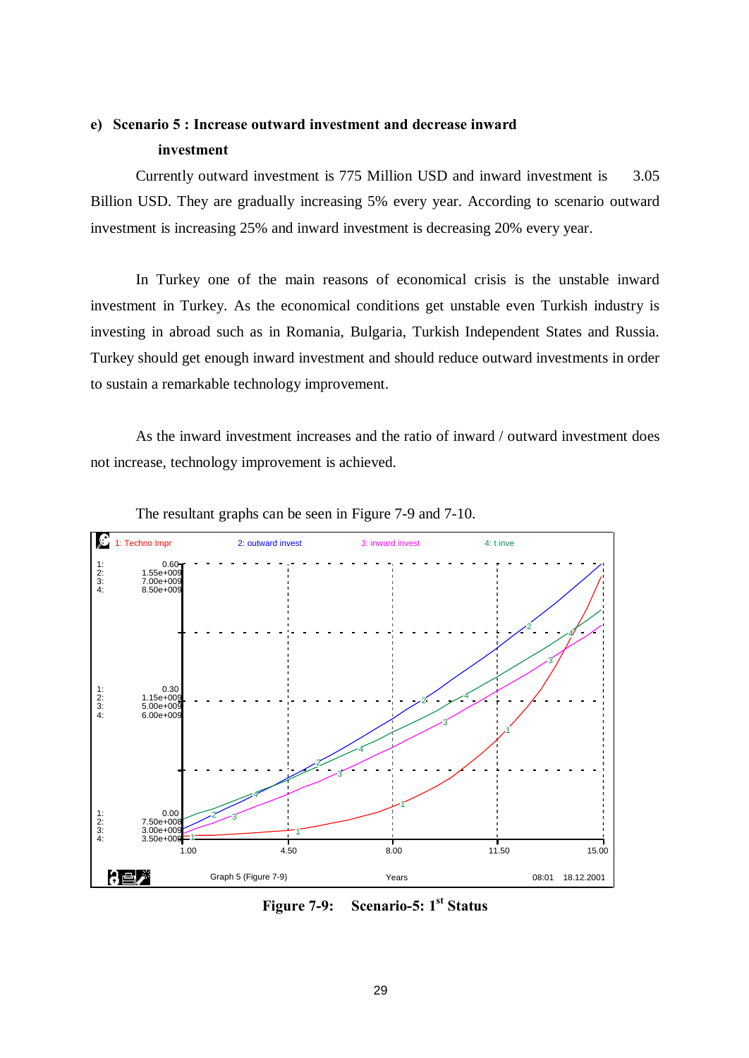**e) Scenario 5 : Increase outward investment and decrease inward investment**

Currently outward investment is 775 Million USD and inward investment is 3.05 Billion USD. They are gradually increasing 5% every year. According to scenario outward investment is increasing 25% and inward investment is decreasing 20% every year.

In Turkey one of the main reasons of economical crisis is the unstable inward investment in Turkey. As the economical conditions get unstable even Turkish industry is investing in abroad such as in Romania, Bulgaria, Turkish Independent States and Russia. Turkey should get enough inward investment and should reduce outward investments in order to sustain a remarkable technology improvement.

As the inward investment increases and the ratio of inward / outward investment does not increase, technology improvement is achieved.

The resultant graphs can be seen in Figure 7-9 and 7-10.

**Figure 7-9: Scenario-5: 1st Status**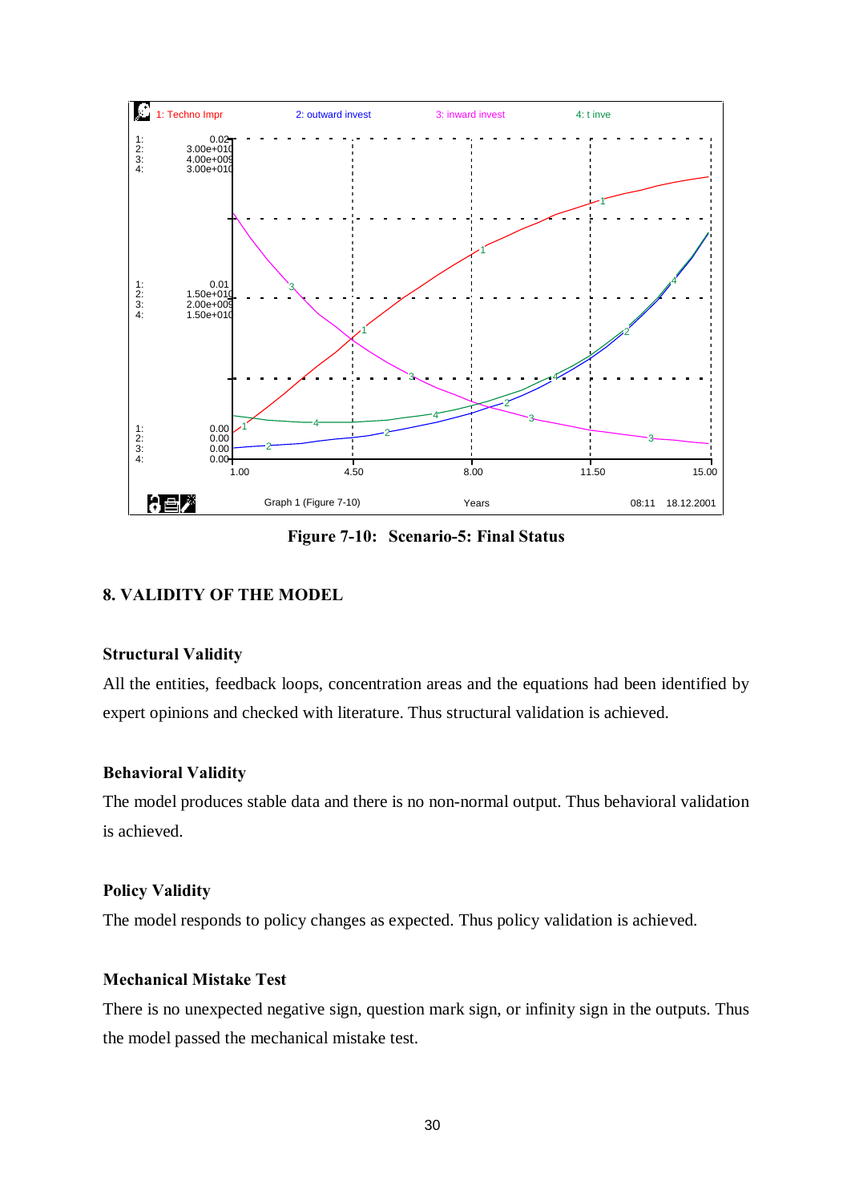Figure 7-10: Scenario-5: Final Status

## 8. VALIDITY OF THE MODEL

### Structural Validity

All the entities, feedback loops, concentration areas and the equations had been identified by expert opinions and checked with literature. Thus structural validation is achieved.

### Behavioral Validity

The model produces stable data and there is no non-normal output. Thus behavioral validation is achieved.

### Policy Validity

The model responds to policy changes as expected. Thus policy validation is achieved.

### Mechanical Mistake Test

There is no unexpected negative sign, question mark sign, or infinity sign in the outputs. Thus the model passed the mechanical mistake test.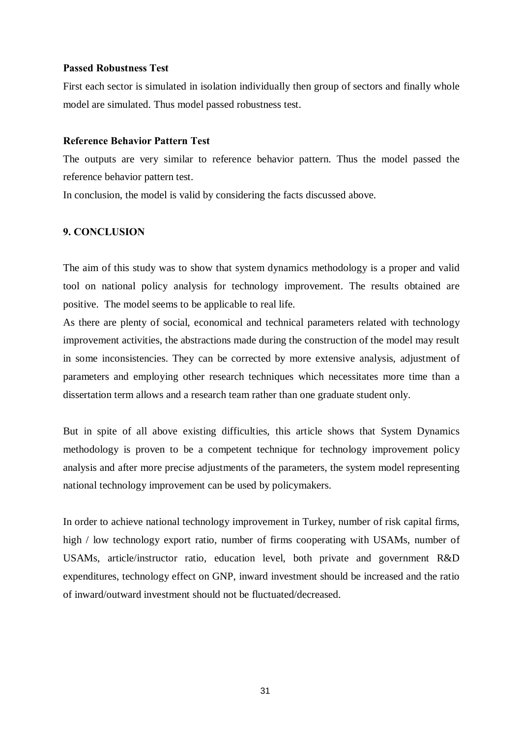**Passed Robustness Test**

First each sector is simulated in isolation individually then group of sectors and finally whole model are simulated. Thus model passed robustness test.

**Reference Behavior Pattern Test**

The outputs are very similar to reference behavior pattern. Thus the model passed the reference behavior pattern test.

In conclusion, the model is valid by considering the facts discussed above.

## 9. CONCLUSION

The aim of this study was to show that system dynamics methodology is a proper and valid tool on national policy analysis for technology improvement. The results obtained are positive. The model seems to be applicable to real life.

As there are plenty of social, economical and technical parameters related with technology improvement activities, the abstractions made during the construction of the model may result in some inconsistencies. They can be corrected by more extensive analysis, adjustment of parameters and employing other research techniques which necessitates more time than a dissertation term allows and a research team rather than one graduate student only.

But in spite of all above existing difficulties, this article shows that System Dynamics methodology is proven to be a competent technique for technology improvement policy analysis and after more precise adjustments of the parameters, the system model representing national technology improvement can be used by policymakers.

In order to achieve national technology improvement in Turkey, number of risk capital firms, high / low technology export ratio, number of firms cooperating with USAMs, number of USAMs, article/instructor ratio, education level, both private and government R&D expenditures, technology effect on GNP, inward investment should be increased and the ratio of inward/outward investment should not be fluctuated/decreased.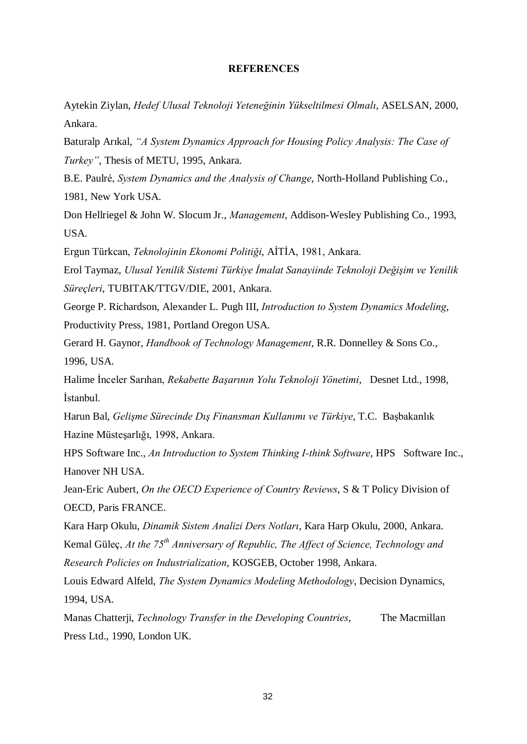**REFERENCES**

Aytekin Ziylan, *Hedef Ulusal Teknoloji Yeteneğinin Yükseltilmesi Olmalı*, ASELSAN, 2000, Ankara.

Baturalp Arıkal, *"A System Dynamics Approach for Housing Policy Analysis: The Case of Turkey"*, Thesis of METU, 1995, Ankara.

B.E. Paulré, *System Dynamics and the Analysis of Change*, North-Holland Publishing Co., 1981, New York USA.

Don Hellriegel & John W. Slocum Jr., *Management*, Addison-Wesley Publishing Co., 1993, USA.

Ergun Türkcan, *Teknolojinin Ekonomi Politiği*, AİTİA, 1981, Ankara.

Erol Taymaz, *Ulusal Yenilik Sistemi Türkiye İmalat Sanayiinde Teknoloji Değişim ve Yenilik Süreçleri*, TUBITAK/TTGV/DIE, 2001, Ankara.

George P. Richardson, Alexander L. Pugh III, *Introduction to System Dynamics Modeling*, Productivity Press, 1981, Portland Oregon USA.

Gerard H. Gaynor, *Handbook of Technology Management*, R.R. Donnelley & Sons Co., 1996, USA.

Halime İnceler Sarıhan, *Rekabette Başarının Yolu Teknoloji Yönetimi*, Desnet Ltd., 1998, İstanbul.

Harun Bal, *Gelişme Sürecinde Dış Finansman Kullanımı ve Türkiye*, T.C. Başbakanlık Hazine Müsteşarlığı, 1998, Ankara.

HPS Software Inc., *An Introduction to System Thinking I-think Software*, HPS Software Inc., Hanover NH USA.

Jean-Eric Aubert, *On the OECD Experience of Country Reviews*, S & T Policy Division of OECD, Paris FRANCE.

Kara Harp Okulu, *Dinamik Sistem Analizi Ders Notları*, Kara Harp Okulu, 2000, Ankara.

Kemal Güleç, *At the 75th Anniversary of Republic, The Affect of Science, Technology and Research Policies on Industrialization*, KOSGEB, October 1998, Ankara.

Louis Edward Alfeld, *The System Dynamics Modeling Methodology*, Decision Dynamics, 1994, USA.

Manas Chatterji, *Technology Transfer in the Developing Countries*, The Macmillan Press Ltd., 1990, London UK.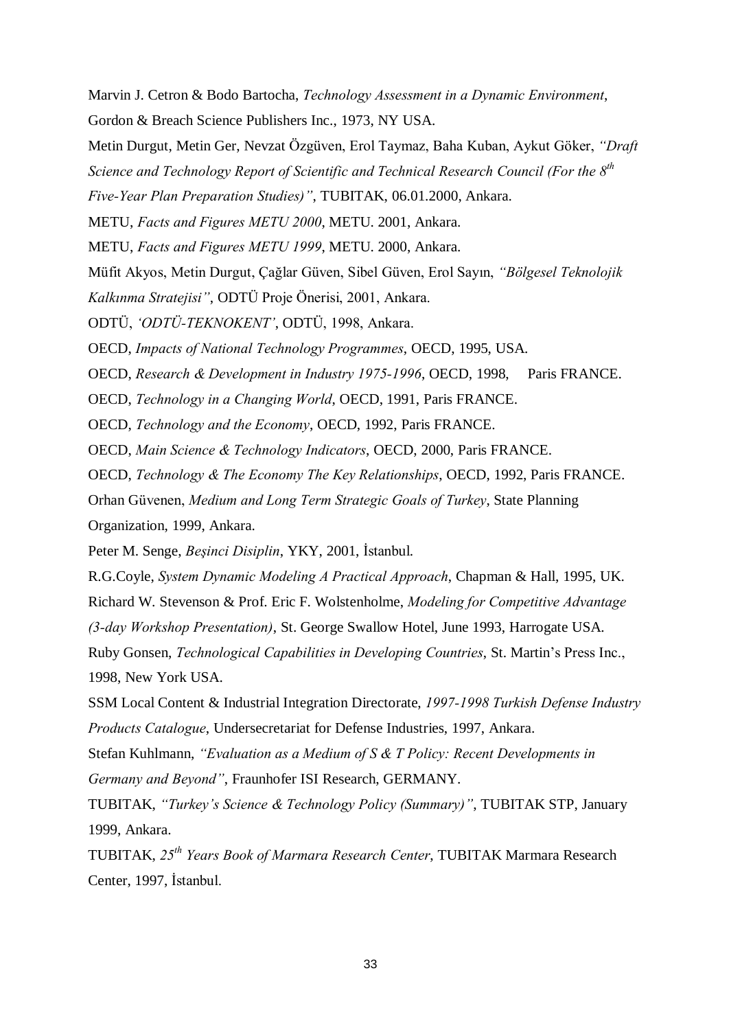Marvin J. Cetron & Bodo Bartocha, *Technology Assessment in a Dynamic Environment*, Gordon & Breach Science Publishers Inc., 1973, NY USA.

Metin Durgut, Metin Ger, Nevzat Özgüven, Erol Taymaz, Baha Kuban, Aykut Göker, *"Draft Science and Technology Report of Scientific and Technical Research Council (For the 8th Five-Year Plan Preparation Studies)"*, TUBITAK, 06.01.2000, Ankara.

METU, *Facts and Figures METU 2000*, METU. 2001, Ankara.

METU, *Facts and Figures METU 1999*, METU. 2000, Ankara.

Müfit Akyos, Metin Durgut, Çağlar Güven, Sibel Güven, Erol Sayın, *"Bölgesel Teknolojik Kalkınma Stratejisi"*, ODTÜ Proje Önerisi, 2001, Ankara.

ODTÜ, *'ODTÜ-TEKNOKENT'*, ODTÜ, 1998, Ankara.

OECD, *Impacts of National Technology Programmes*, OECD, 1995, USA.

OECD, *Research & Development in Industry 1975-1996*, OECD, 1998, Paris FRANCE.

OECD, *Technology in a Changing World*, OECD, 1991, Paris FRANCE.

OECD, *Technology and the Economy*, OECD, 1992, Paris FRANCE.

OECD, *Main Science & Technology Indicators*, OECD, 2000, Paris FRANCE.

OECD, *Technology & The Economy The Key Relationships*, OECD, 1992, Paris FRANCE.

Orhan Güvenen, *Medium and Long Term Strategic Goals of Turkey*, State Planning Organization, 1999, Ankara.

Peter M. Senge, *Beşinci Disiplin*, YKY, 2001, İstanbul.

R.G.Coyle, *System Dynamic Modeling A Practical Approach*, Chapman & Hall, 1995, UK.

Richard W. Stevenson & Prof. Eric F. Wolstenholme, *Modeling for Competitive Advantage (3-day Workshop Presentation)*, St. George Swallow Hotel, June 1993, Harrogate USA.

Ruby Gonsen, *Technological Capabilities in Developing Countries*, St. Martin's Press Inc., 1998, New York USA.

SSM Local Content & Industrial Integration Directorate, *1997-1998 Turkish Defense Industry Products Catalogue*, Undersecretariat for Defense Industries, 1997, Ankara.

Stefan Kuhlmann, *"Evaluation as a Medium of S & T Policy: Recent Developments in Germany and Beyond"*, Fraunhofer ISI Research, GERMANY.

TUBITAK, *"Turkey's Science & Technology Policy (Summary)"*, TUBITAK STP, January 1999, Ankara.

TUBITAK, *25th Years Book of Marmara Research Center*, TUBITAK Marmara Research Center, 1997, İstanbul.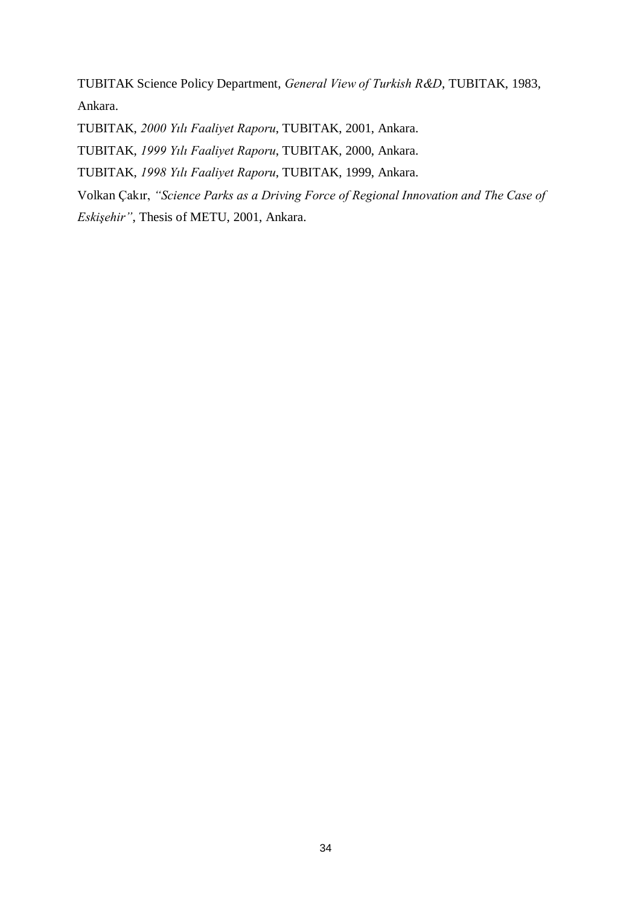TUBITAK Science Policy Department, *General View of Turkish R&D*, TUBITAK, 1983, Ankara.

TUBITAK, *2000 Yılı Faaliyet Raporu*, TUBITAK, 2001, Ankara.

TUBITAK, *1999 Yılı Faaliyet Raporu*, TUBITAK, 2000, Ankara.

TUBITAK, *1998 Yılı Faaliyet Raporu*, TUBITAK, 1999, Ankara.

Volkan Çakır, *"Science Parks as a Driving Force of Regional Innovation and The Case of Eskişehir"*, Thesis of METU, 2001, Ankara.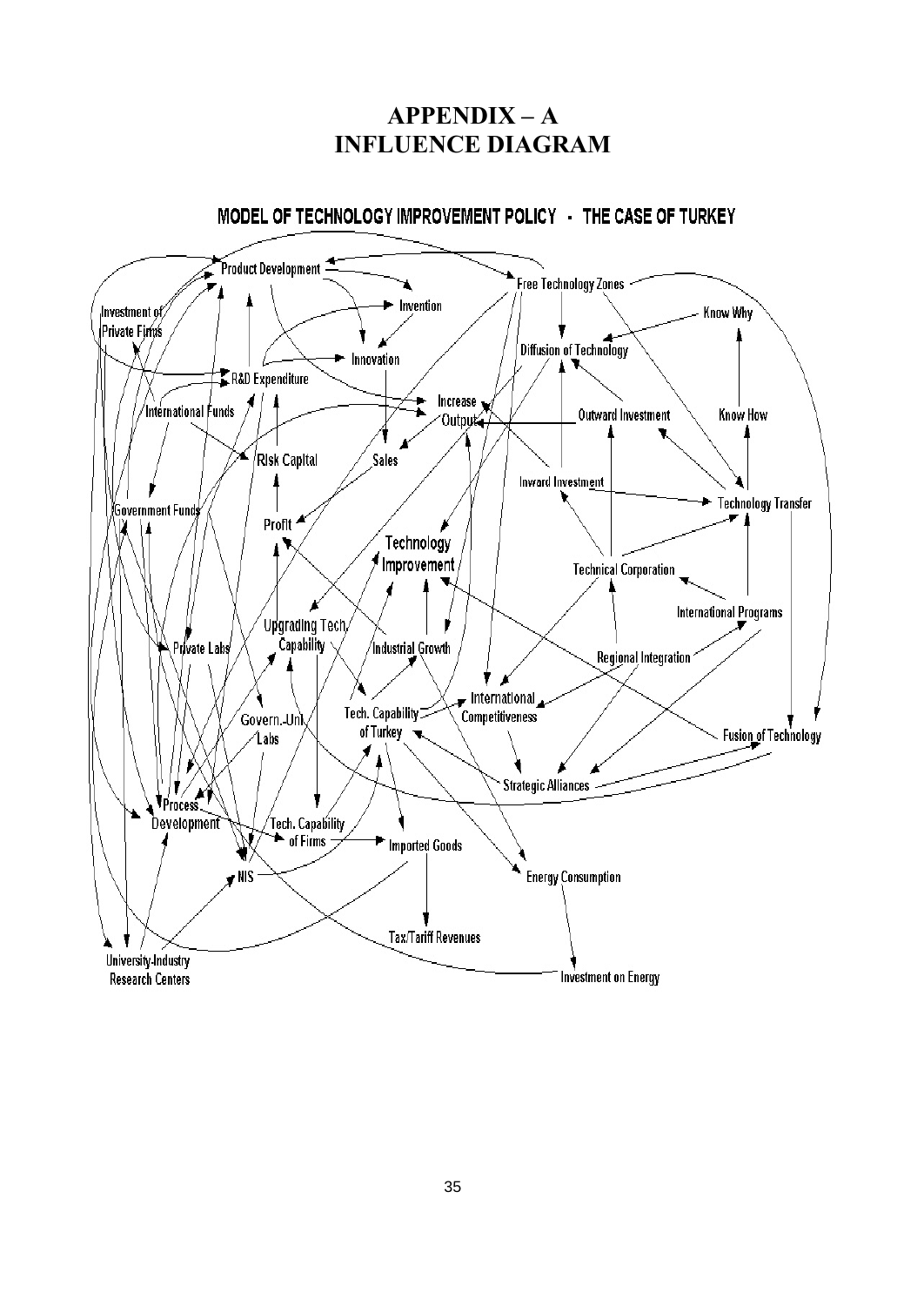# APPENDIX – A
# INFLUENCE DIAGRAM

MODEL OF TECHNOLOGY IMPROVEMENT POLICY - THE CASE OF TURKEY

Product Development, Free Technology Zones, Invention, Investment of Private Firms, Know Why, Innovation, Diffusion of Technology, R&D Expenditure, Increase Output, International Funds, Outward Investment, Know How, Risk Capital, Sales, Inward Investment, Government Funds, Technology Transfer, Profit, Technology Improvement, Technical Corporation, International Programs, Upgrading Tech. Capability, Private Labs, Industrial Growth, Regional Integration, International Competitiveness, Tech. Capability of Turkey, Govern.-Uni. Labs, Fusion of Technology, Strategic Alliances, Process Development, Tech. Capability of Firms, Imported Goods, NIS, Energy Consumption, Tax/Tariff Revenues, University-Industry Research Centers, Investment on Energy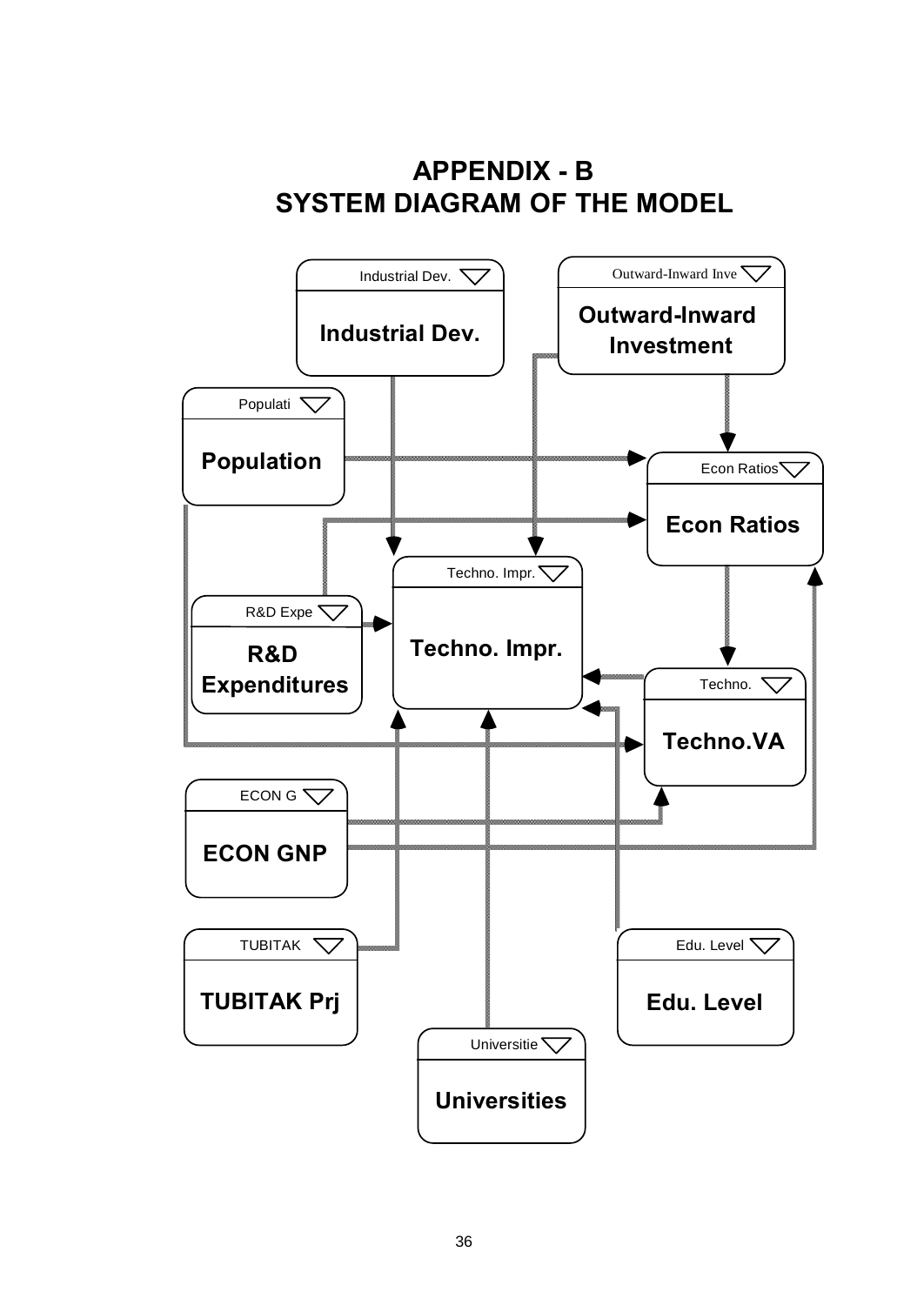# APPENDIX - B
# SYSTEM DIAGRAM OF THE MODEL

Industrial Dev.

**Industrial Dev.**

Outward-Inward Inve

**Outward-Inward Investment**

Populati

**Population**

Econ Ratios

**Econ Ratios**

Techno. Impr.

**Techno. Impr.**

R&D Expe

**R&D Expenditures**

Techno.

**Techno.VA**

ECON G

**ECON GNP**

TUBITAK

**TUBITAK Prj**

Edu. Level

**Edu. Level**

Universitie

**Universities**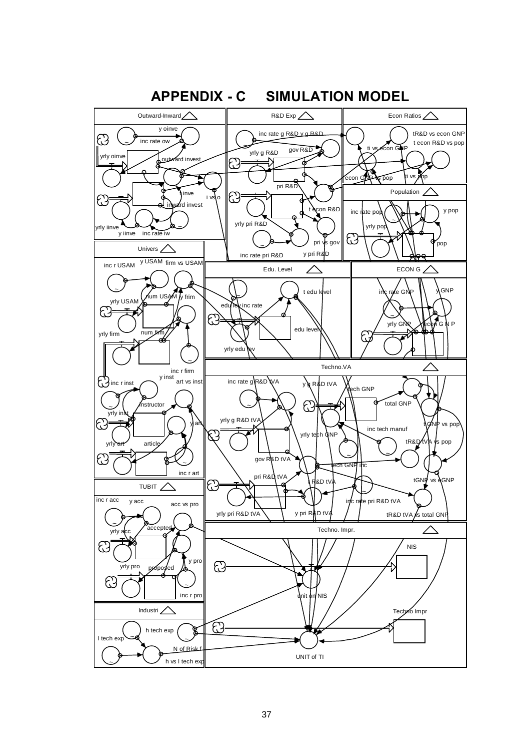# APPENDIX - C SIMULATION MODEL

Outward-Inward

y oinve

inc rate ow

yrly oinve

outward invest

i inve

i vs o

inward invest

yrly iinve

y iinve

inc rate iw

R&D Exp

inc rate g R&D

y g R&D

yrly g R&D

gov R&D

pri R&D

t econ R&D

yrly pri R&D

pri vs gov

inc rate pri R&D

y pri R&D

Econ Ratios

tR&D vs econ GNP

t econ R&D vs pop

ti vs econ GNP

econ GNP vs pop

ti vs pop

Population

inc rate pop

y pop

yrly pop

pop

Univers

inc r USAM

y USAM

firm vs USAM

yrly USAM

num USAM

y frim

yrly firm

num firm

inc r firm

inc r inst

y inst

art vs inst

yrly inst

instructor

y art

yrly art

article

inc r art

Edu. Level

t edu level

edu lev inc rate

edu level

yrly edu lev

ECON G

inc rate GNP

y GNP

yrly GNP

econ G N P

Techno.VA

inc rate g R&D tVA

y g R&D tVA

tech GNP

total GNP

yrly g R&D tVA

inc tech manuf

t GNP vs pop

yrly tech GNP

tR&D tVA vs pop

gov R&D tVA

tech GNP inc

pri R&D tVA

t R&D tVA

tGNP vs eGNP

inc rate pri R&D tVA

yrly pri R&D tVA

y pri R&D tVA

tR&D tVA vs total GNP

TUBIT

inc r acc

y acc

acc vs pro

yrly acc

accepted

y pro

yrly pro

proposed

inc r pro

Techno. Impr.

NIS

unit on NIS

Industri

Techno Impr

h tech exp

l tech exp

N of Risk f

h vs l tech exp

UNIT of TI